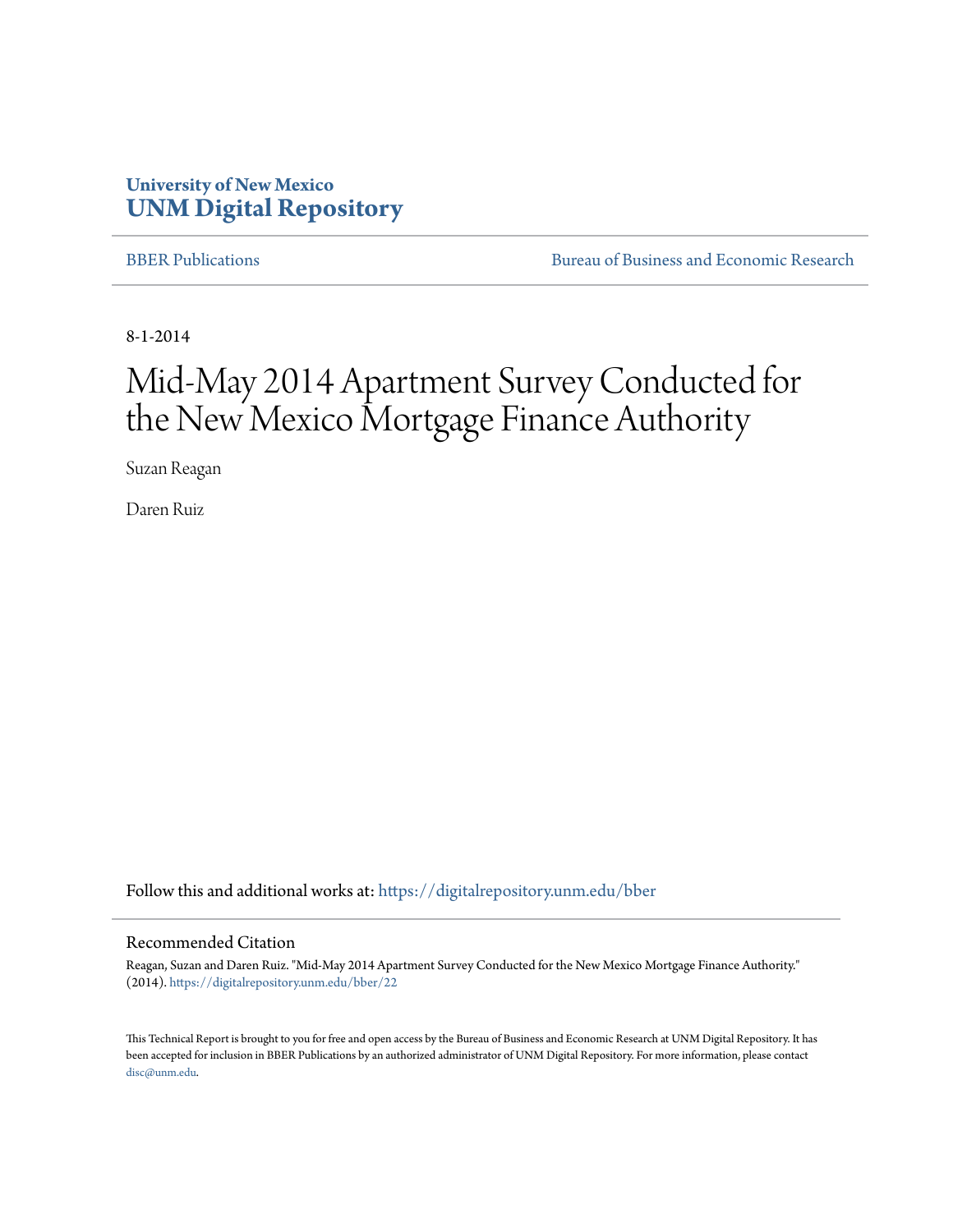University of New Mexico
**UNM Digital Repository**

BBER Publications | Bureau of Business and Economic Research

8-1-2014

# Mid-May 2014 Apartment Survey Conducted for the New Mexico Mortgage Finance Authority

Suzan Reagan

Daren Ruiz

Follow this and additional works at: https://digitalrepository.unm.edu/bber

## Recommended Citation

Reagan, Suzan and Daren Ruiz. "Mid-May 2014 Apartment Survey Conducted for the New Mexico Mortgage Finance Authority." (2014). https://digitalrepository.unm.edu/bber/22

This Technical Report is brought to you for free and open access by the Bureau of Business and Economic Research at UNM Digital Repository. It has been accepted for inclusion in BBER Publications by an authorized administrator of UNM Digital Repository. For more information, please contact disc@unm.edu.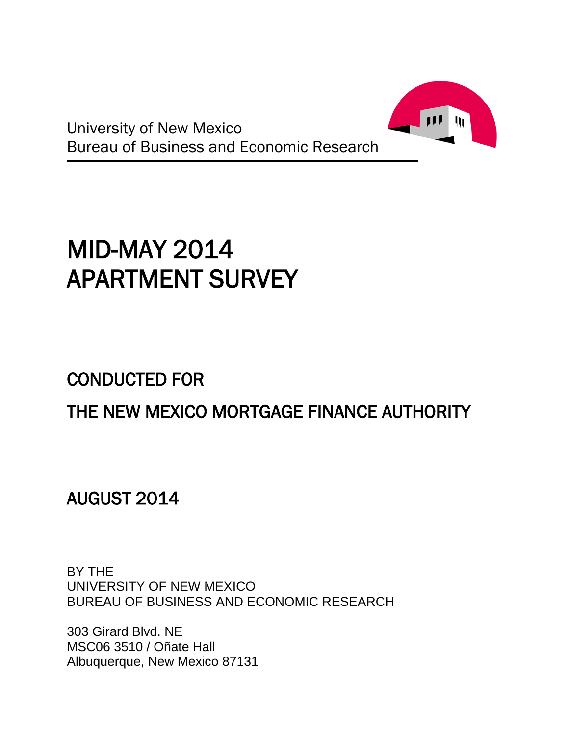University of New Mexico
Bureau of Business and Economic Research

# MID-MAY 2014
# APARTMENT SURVEY

## CONDUCTED FOR

## THE NEW MEXICO MORTGAGE FINANCE AUTHORITY

## AUGUST 2014

BY THE
UNIVERSITY OF NEW MEXICO
BUREAU OF BUSINESS AND ECONOMIC RESEARCH

303 Girard Blvd. NE
MSC06 3510 / Oñate Hall
Albuquerque, New Mexico 87131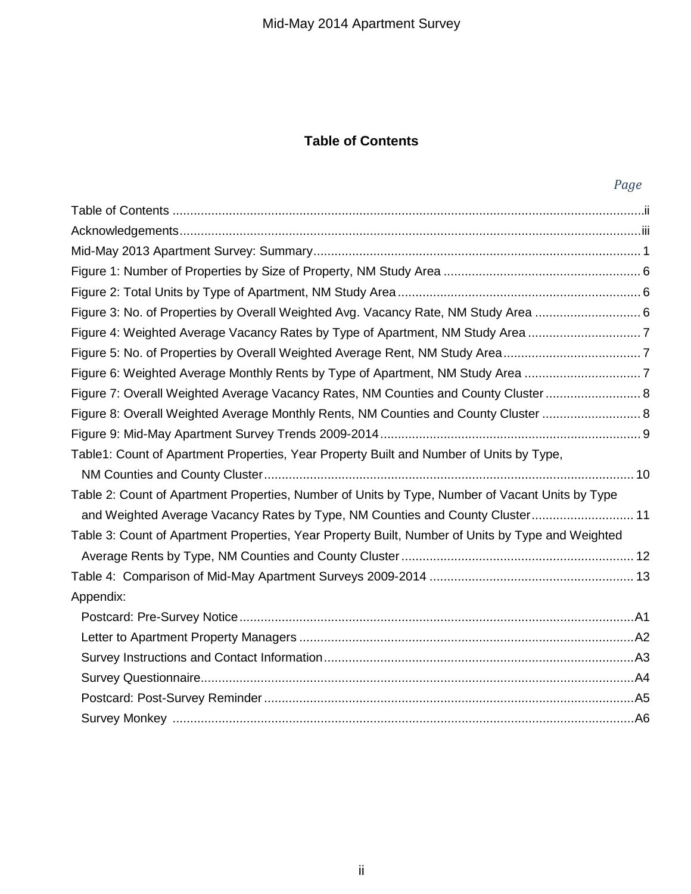## Table of Contents

| | *Page* |
|---|---|
| Table of Contents | ii |
| Acknowledgements | iii |
| Mid-May 2013 Apartment Survey: Summary | 1 |
| Figure 1: Number of Properties by Size of Property, NM Study Area | 6 |
| Figure 2: Total Units by Type of Apartment, NM Study Area | 6 |
| Figure 3: No. of Properties by Overall Weighted Avg. Vacancy Rate, NM Study Area | 6 |
| Figure 4: Weighted Average Vacancy Rates by Type of Apartment, NM Study Area | 7 |
| Figure 5: No. of Properties by Overall Weighted Average Rent, NM Study Area | 7 |
| Figure 6: Weighted Average Monthly Rents by Type of Apartment, NM Study Area | 7 |
| Figure 7: Overall Weighted Average Vacancy Rates, NM Counties and County Cluster | 8 |
| Figure 8: Overall Weighted Average Monthly Rents, NM Counties and County Cluster | 8 |
| Figure 9: Mid-May Apartment Survey Trends 2009-2014 | 9 |
| Table1: Count of Apartment Properties, Year Property Built and Number of Units by Type, NM Counties and County Cluster | 10 |
| Table 2: Count of Apartment Properties, Number of Units by Type, Number of Vacant Units by Type and Weighted Average Vacancy Rates by Type, NM Counties and County Cluster | 11 |
| Table 3: Count of Apartment Properties, Year Property Built, Number of Units by Type and Weighted Average Rents by Type, NM Counties and County Cluster | 12 |
| Table 4: Comparison of Mid-May Apartment Surveys 2009-2014 | 13 |
| Appendix: | |
| Postcard: Pre-Survey Notice | A1 |
| Letter to Apartment Property Managers | A2 |
| Survey Instructions and Contact Information | A3 |
| Survey Questionnaire | A4 |
| Postcard: Post-Survey Reminder | A5 |
| Survey Monkey | A6 |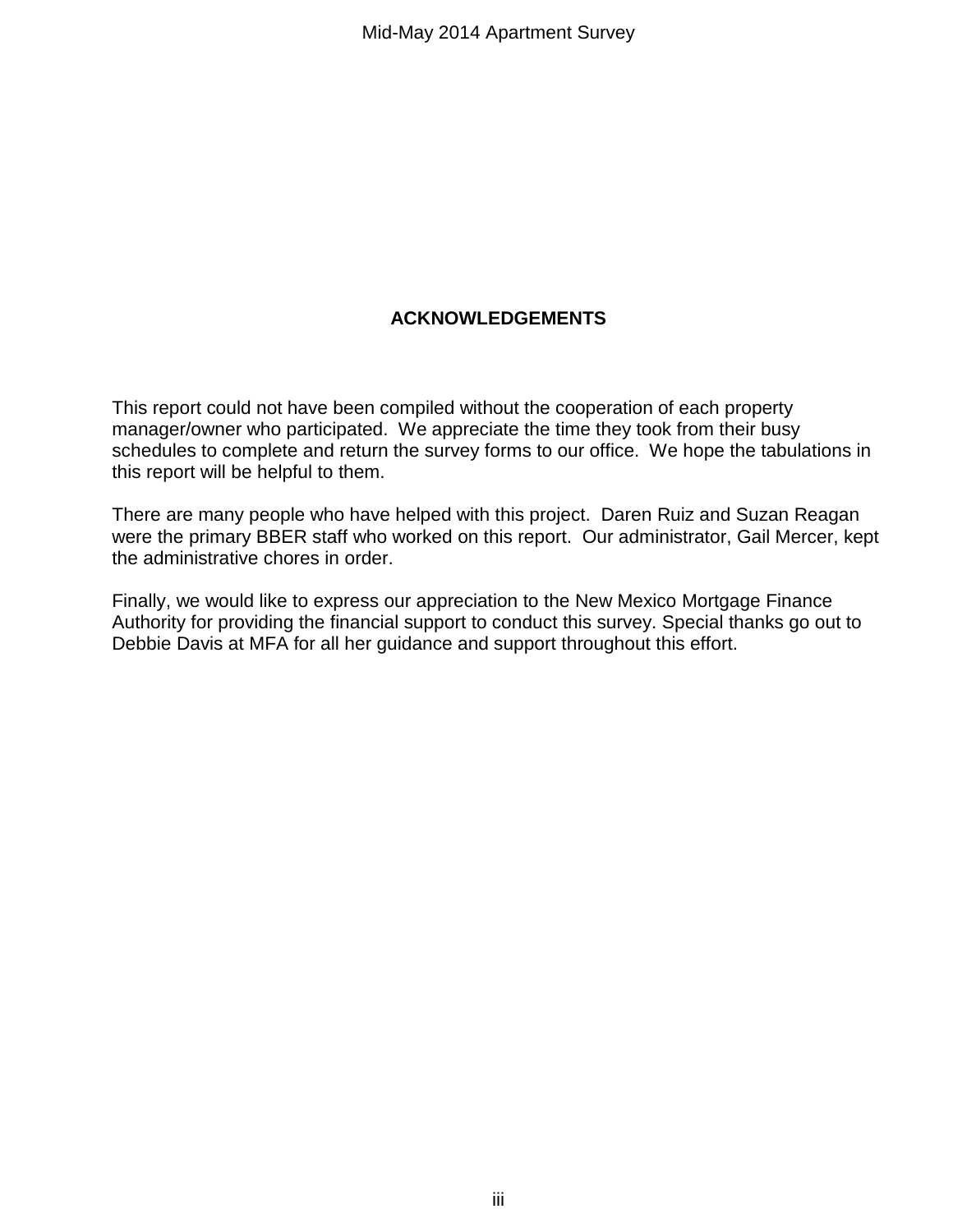## ACKNOWLEDGEMENTS

This report could not have been compiled without the cooperation of each property manager/owner who participated. We appreciate the time they took from their busy schedules to complete and return the survey forms to our office. We hope the tabulations in this report will be helpful to them.

There are many people who have helped with this project. Daren Ruiz and Suzan Reagan were the primary BBER staff who worked on this report. Our administrator, Gail Mercer, kept the administrative chores in order.

Finally, we would like to express our appreciation to the New Mexico Mortgage Finance Authority for providing the financial support to conduct this survey. Special thanks go out to Debbie Davis at MFA for all her guidance and support throughout this effort.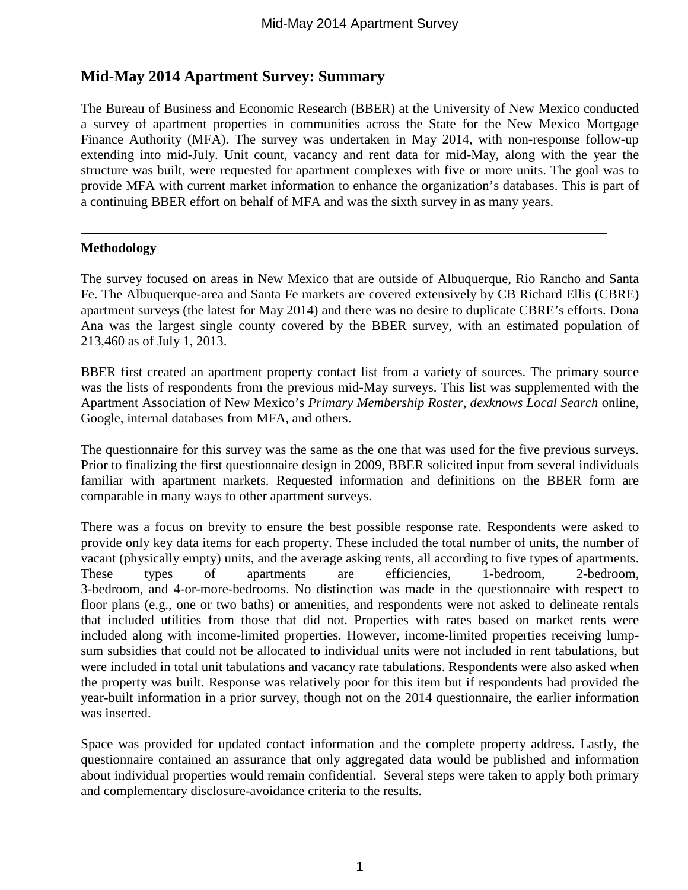## Mid-May 2014 Apartment Survey: Summary

The Bureau of Business and Economic Research (BBER) at the University of New Mexico conducted a survey of apartment properties in communities across the State for the New Mexico Mortgage Finance Authority (MFA). The survey was undertaken in May 2014, with non-response follow-up extending into mid-July. Unit count, vacancy and rent data for mid-May, along with the year the structure was built, were requested for apartment complexes with five or more units. The goal was to provide MFA with current market information to enhance the organization's databases. This is part of a continuing BBER effort on behalf of MFA and was the sixth survey in as many years.

---

### Methodology

The survey focused on areas in New Mexico that are outside of Albuquerque, Rio Rancho and Santa Fe. The Albuquerque-area and Santa Fe markets are covered extensively by CB Richard Ellis (CBRE) apartment surveys (the latest for May 2014) and there was no desire to duplicate CBRE's efforts. Dona Ana was the largest single county covered by the BBER survey, with an estimated population of 213,460 as of July 1, 2013.

BBER first created an apartment property contact list from a variety of sources. The primary source was the lists of respondents from the previous mid-May surveys. This list was supplemented with the Apartment Association of New Mexico's *Primary Membership Roster*, *dexknows Local Search* online, Google, internal databases from MFA, and others.

The questionnaire for this survey was the same as the one that was used for the five previous surveys. Prior to finalizing the first questionnaire design in 2009, BBER solicited input from several individuals familiar with apartment markets. Requested information and definitions on the BBER form are comparable in many ways to other apartment surveys.

There was a focus on brevity to ensure the best possible response rate. Respondents were asked to provide only key data items for each property. These included the total number of units, the number of vacant (physically empty) units, and the average asking rents, all according to five types of apartments. These types of apartments are efficiencies, 1-bedroom, 2-bedroom, 3-bedroom, and 4-or-more-bedrooms. No distinction was made in the questionnaire with respect to floor plans (e.g., one or two baths) or amenities, and respondents were not asked to delineate rentals that included utilities from those that did not. Properties with rates based on market rents were included along with income-limited properties. However, income-limited properties receiving lump-sum subsidies that could not be allocated to individual units were not included in rent tabulations, but were included in total unit tabulations and vacancy rate tabulations. Respondents were also asked when the property was built. Response was relatively poor for this item but if respondents had provided the year-built information in a prior survey, though not on the 2014 questionnaire, the earlier information was inserted.

Space was provided for updated contact information and the complete property address. Lastly, the questionnaire contained an assurance that only aggregated data would be published and information about individual properties would remain confidential. Several steps were taken to apply both primary and complementary disclosure-avoidance criteria to the results.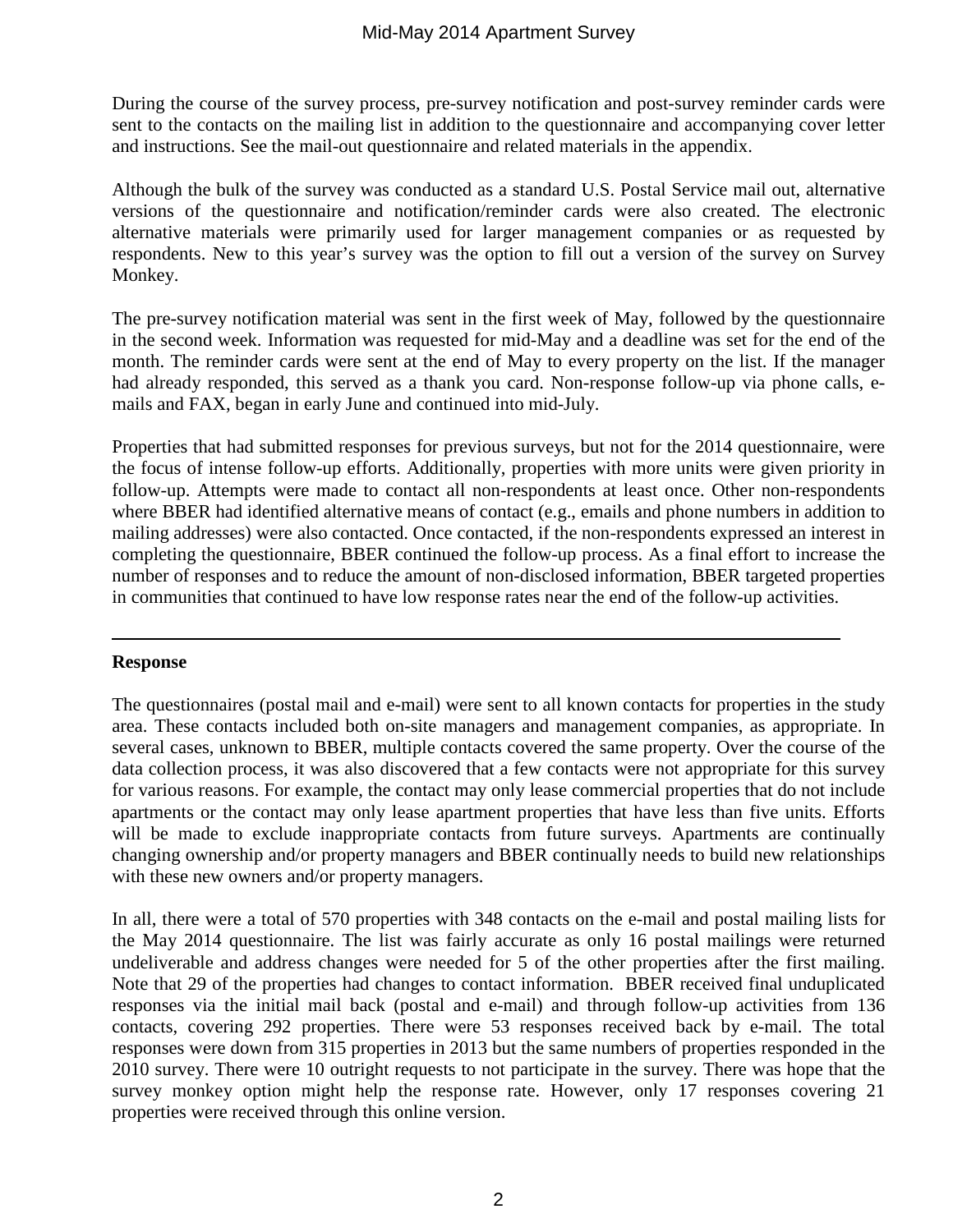During the course of the survey process, pre-survey notification and post-survey reminder cards were sent to the contacts on the mailing list in addition to the questionnaire and accompanying cover letter and instructions. See the mail-out questionnaire and related materials in the appendix.

Although the bulk of the survey was conducted as a standard U.S. Postal Service mail out, alternative versions of the questionnaire and notification/reminder cards were also created. The electronic alternative materials were primarily used for larger management companies or as requested by respondents. New to this year's survey was the option to fill out a version of the survey on Survey Monkey.

The pre-survey notification material was sent in the first week of May, followed by the questionnaire in the second week. Information was requested for mid-May and a deadline was set for the end of the month. The reminder cards were sent at the end of May to every property on the list. If the manager had already responded, this served as a thank you card. Non-response follow-up via phone calls, e-mails and FAX, began in early June and continued into mid-July.

Properties that had submitted responses for previous surveys, but not for the 2014 questionnaire, were the focus of intense follow-up efforts. Additionally, properties with more units were given priority in follow-up. Attempts were made to contact all non-respondents at least once. Other non-respondents where BBER had identified alternative means of contact (e.g., emails and phone numbers in addition to mailing addresses) were also contacted. Once contacted, if the non-respondents expressed an interest in completing the questionnaire, BBER continued the follow-up process. As a final effort to increase the number of responses and to reduce the amount of non-disclosed information, BBER targeted properties in communities that continued to have low response rates near the end of the follow-up activities.

---

## Response

The questionnaires (postal mail and e-mail) were sent to all known contacts for properties in the study area. These contacts included both on-site managers and management companies, as appropriate. In several cases, unknown to BBER, multiple contacts covered the same property. Over the course of the data collection process, it was also discovered that a few contacts were not appropriate for this survey for various reasons. For example, the contact may only lease commercial properties that do not include apartments or the contact may only lease apartment properties that have less than five units. Efforts will be made to exclude inappropriate contacts from future surveys. Apartments are continually changing ownership and/or property managers and BBER continually needs to build new relationships with these new owners and/or property managers.

In all, there were a total of 570 properties with 348 contacts on the e-mail and postal mailing lists for the May 2014 questionnaire. The list was fairly accurate as only 16 postal mailings were returned undeliverable and address changes were needed for 5 of the other properties after the first mailing. Note that 29 of the properties had changes to contact information. BBER received final unduplicated responses via the initial mail back (postal and e-mail) and through follow-up activities from 136 contacts, covering 292 properties. There were 53 responses received back by e-mail. The total responses were down from 315 properties in 2013 but the same numbers of properties responded in the 2010 survey. There were 10 outright requests to not participate in the survey. There was hope that the survey monkey option might help the response rate. However, only 17 responses covering 21 properties were received through this online version.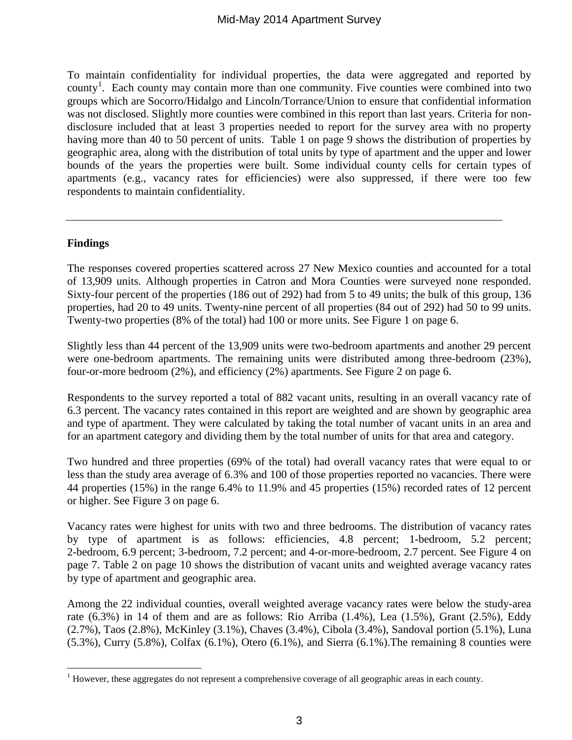To maintain confidentiality for individual properties, the data were aggregated and reported by county[1]. Each county may contain more than one community. Five counties were combined into two groups which are Socorro/Hidalgo and Lincoln/Torrance/Union to ensure that confidential information was not disclosed. Slightly more counties were combined in this report than last years. Criteria for non-disclosure included that at least 3 properties needed to report for the survey area with no property having more than 40 to 50 percent of units. Table 1 on page 9 shows the distribution of properties by geographic area, along with the distribution of total units by type of apartment and the upper and lower bounds of the years the properties were built. Some individual county cells for certain types of apartments (e.g., vacancy rates for efficiencies) were also suppressed, if there were too few respondents to maintain confidentiality.

---

**Findings**

The responses covered properties scattered across 27 New Mexico counties and accounted for a total of 13,909 units. Although properties in Catron and Mora Counties were surveyed none responded. Sixty-four percent of the properties (186 out of 292) had from 5 to 49 units; the bulk of this group, 136 properties, had 20 to 49 units. Twenty-nine percent of all properties (84 out of 292) had 50 to 99 units. Twenty-two properties (8% of the total) had 100 or more units. See Figure 1 on page 6.

Slightly less than 44 percent of the 13,909 units were two-bedroom apartments and another 29 percent were one-bedroom apartments. The remaining units were distributed among three-bedroom (23%), four-or-more bedroom (2%), and efficiency (2%) apartments. See Figure 2 on page 6.

Respondents to the survey reported a total of 882 vacant units, resulting in an overall vacancy rate of 6.3 percent. The vacancy rates contained in this report are weighted and are shown by geographic area and type of apartment. They were calculated by taking the total number of vacant units in an area and for an apartment category and dividing them by the total number of units for that area and category.

Two hundred and three properties (69% of the total) had overall vacancy rates that were equal to or less than the study area average of 6.3% and 100 of those properties reported no vacancies. There were 44 properties (15%) in the range 6.4% to 11.9% and 45 properties (15%) recorded rates of 12 percent or higher. See Figure 3 on page 6.

Vacancy rates were highest for units with two and three bedrooms. The distribution of vacancy rates by type of apartment is as follows: efficiencies, 4.8 percent; 1-bedroom, 5.2 percent; 2-bedroom, 6.9 percent; 3-bedroom, 7.2 percent; and 4-or-more-bedroom, 2.7 percent. See Figure 4 on page 7. Table 2 on page 10 shows the distribution of vacant units and weighted average vacancy rates by type of apartment and geographic area.

Among the 22 individual counties, overall weighted average vacancy rates were below the study-area rate (6.3%) in 14 of them and are as follows: Rio Arriba (1.4%), Lea (1.5%), Grant (2.5%), Eddy (2.7%), Taos (2.8%), McKinley (3.1%), Chaves (3.4%), Cibola (3.4%), Sandoval portion (5.1%), Luna (5.3%), Curry (5.8%), Colfax (6.1%), Otero (6.1%), and Sierra (6.1%).The remaining 8 counties were

[1] However, these aggregates do not represent a comprehensive coverage of all geographic areas in each county.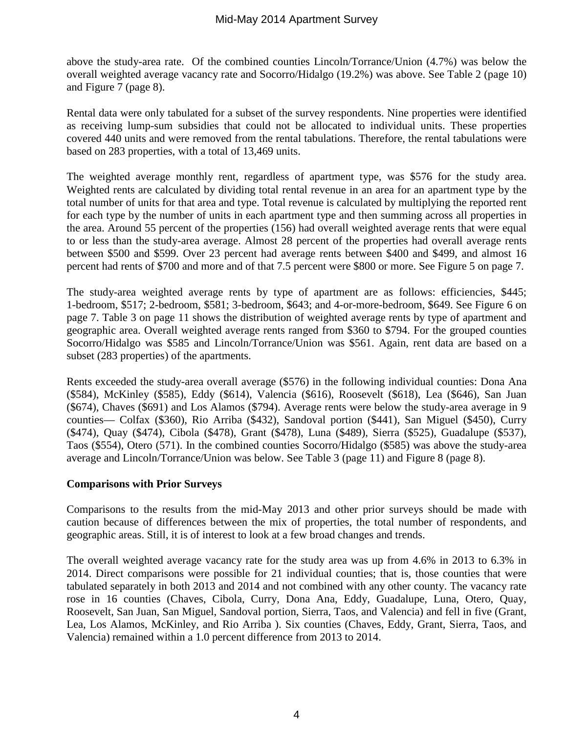above the study-area rate. Of the combined counties Lincoln/Torrance/Union (4.7%) was below the overall weighted average vacancy rate and Socorro/Hidalgo (19.2%) was above. See Table 2 (page 10) and Figure 7 (page 8).

Rental data were only tabulated for a subset of the survey respondents. Nine properties were identified as receiving lump-sum subsidies that could not be allocated to individual units. These properties covered 440 units and were removed from the rental tabulations. Therefore, the rental tabulations were based on 283 properties, with a total of 13,469 units.

The weighted average monthly rent, regardless of apartment type, was $576 for the study area. Weighted rents are calculated by dividing total rental revenue in an area for an apartment type by the total number of units for that area and type. Total revenue is calculated by multiplying the reported rent for each type by the number of units in each apartment type and then summing across all properties in the area. Around 55 percent of the properties (156) had overall weighted average rents that were equal to or less than the study-area average. Almost 28 percent of the properties had overall average rents between $500 and $599. Over 23 percent had average rents between $400 and $499, and almost 16 percent had rents of $700 and more and of that 7.5 percent were $800 or more. See Figure 5 on page 7.

The study-area weighted average rents by type of apartment are as follows: efficiencies, $445; 1-bedroom, $517; 2-bedroom, $581; 3-bedroom, $643; and 4-or-more-bedroom, $649. See Figure 6 on page 7. Table 3 on page 11 shows the distribution of weighted average rents by type of apartment and geographic area. Overall weighted average rents ranged from $360 to $794. For the grouped counties Socorro/Hidalgo was $585 and Lincoln/Torrance/Union was $561. Again, rent data are based on a subset (283 properties) of the apartments.

Rents exceeded the study-area overall average ($576) in the following individual counties: Dona Ana ($584), McKinley ($585), Eddy ($614), Valencia ($616), Roosevelt ($618), Lea ($646), San Juan ($674), Chaves ($691) and Los Alamos ($794). Average rents were below the study-area average in 9 counties— Colfax ($360), Rio Arriba ($432), Sandoval portion ($441), San Miguel ($450), Curry ($474), Quay ($474), Cibola ($478), Grant ($478), Luna ($489), Sierra ($525), Guadalupe ($537), Taos ($554), Otero (571). In the combined counties Socorro/Hidalgo ($585) was above the study-area average and Lincoln/Torrance/Union was below. See Table 3 (page 11) and Figure 8 (page 8).

**Comparisons with Prior Surveys**

Comparisons to the results from the mid-May 2013 and other prior surveys should be made with caution because of differences between the mix of properties, the total number of respondents, and geographic areas. Still, it is of interest to look at a few broad changes and trends.

The overall weighted average vacancy rate for the study area was up from 4.6% in 2013 to 6.3% in 2014. Direct comparisons were possible for 21 individual counties; that is, those counties that were tabulated separately in both 2013 and 2014 and not combined with any other county. The vacancy rate rose in 16 counties (Chaves, Cibola, Curry, Dona Ana, Eddy, Guadalupe, Luna, Otero, Quay, Roosevelt, San Juan, San Miguel, Sandoval portion, Sierra, Taos, and Valencia) and fell in five (Grant, Lea, Los Alamos, McKinley, and Rio Arriba ). Six counties (Chaves, Eddy, Grant, Sierra, Taos, and Valencia) remained within a 1.0 percent difference from 2013 to 2014.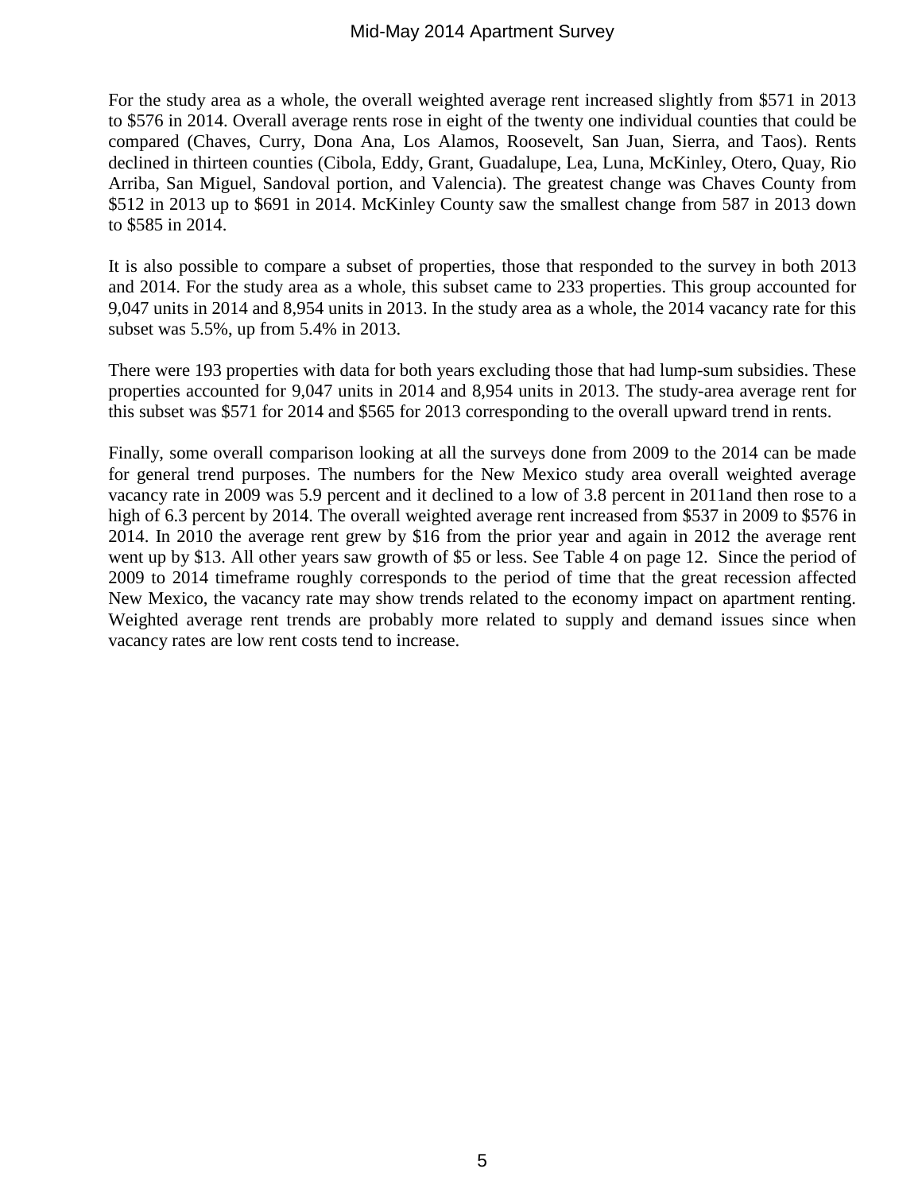For the study area as a whole, the overall weighted average rent increased slightly from $571 in 2013 to $576 in 2014. Overall average rents rose in eight of the twenty one individual counties that could be compared (Chaves, Curry, Dona Ana, Los Alamos, Roosevelt, San Juan, Sierra, and Taos). Rents declined in thirteen counties (Cibola, Eddy, Grant, Guadalupe, Lea, Luna, McKinley, Otero, Quay, Rio Arriba, San Miguel, Sandoval portion, and Valencia). The greatest change was Chaves County from $512 in 2013 up to $691 in 2014. McKinley County saw the smallest change from 587 in 2013 down to $585 in 2014.

It is also possible to compare a subset of properties, those that responded to the survey in both 2013 and 2014. For the study area as a whole, this subset came to 233 properties. This group accounted for 9,047 units in 2014 and 8,954 units in 2013. In the study area as a whole, the 2014 vacancy rate for this subset was 5.5%, up from 5.4% in 2013.

There were 193 properties with data for both years excluding those that had lump-sum subsidies. These properties accounted for 9,047 units in 2014 and 8,954 units in 2013. The study-area average rent for this subset was $571 for 2014 and $565 for 2013 corresponding to the overall upward trend in rents.

Finally, some overall comparison looking at all the surveys done from 2009 to the 2014 can be made for general trend purposes. The numbers for the New Mexico study area overall weighted average vacancy rate in 2009 was 5.9 percent and it declined to a low of 3.8 percent in 2011and then rose to a high of 6.3 percent by 2014. The overall weighted average rent increased from $537 in 2009 to $576 in 2014. In 2010 the average rent grew by $16 from the prior year and again in 2012 the average rent went up by $13. All other years saw growth of $5 or less. See Table 4 on page 12. Since the period of 2009 to 2014 timeframe roughly corresponds to the period of time that the great recession affected New Mexico, the vacancy rate may show trends related to the economy impact on apartment renting. Weighted average rent trends are probably more related to supply and demand issues since when vacancy rates are low rent costs tend to increase.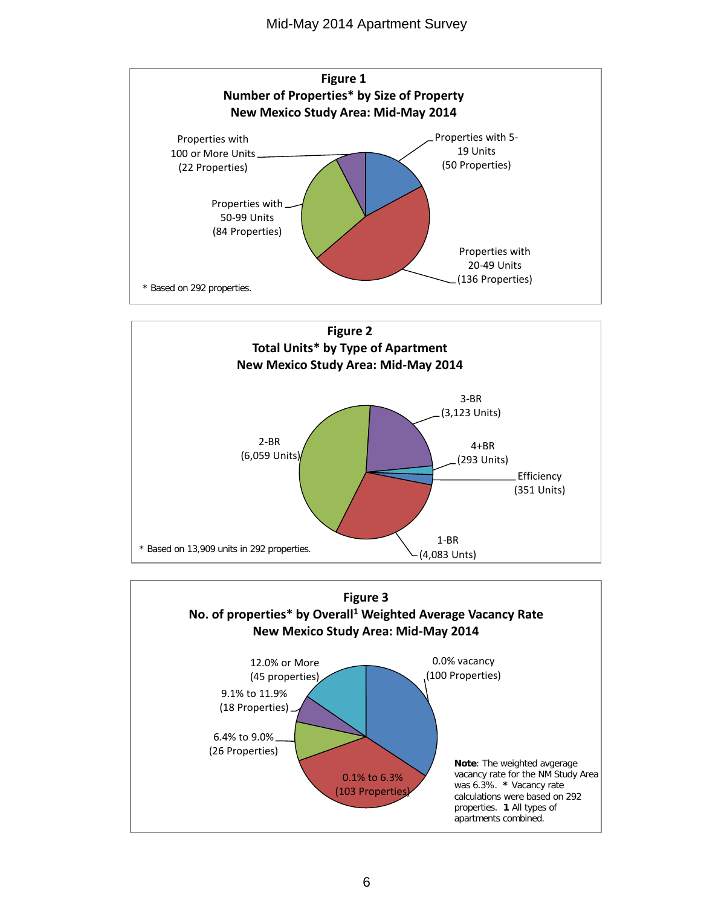**Figure 1**
**Number of Properties* by Size of Property**
**New Mexico Study Area: Mid-May 2014**

Properties with 5-19 Units (50 Properties)

Properties with 20-49 Units (136 Properties)

Properties with 50-99 Units (84 Properties)

Properties with 100 or More Units (22 Properties)

* Based on 292 properties.

**Figure 2**
**Total Units* by Type of Apartment**
**New Mexico Study Area: Mid-May 2014**

3-BR (3,123 Units)

4+BR (293 Units)

Efficiency (351 Units)

1-BR (4,083 Unts)

2-BR (6,059 Units)

* Based on 13,909 units in 292 properties.

**Figure 3**
**No. of properties* by Overall[1] Weighted Average Vacancy Rate**
**New Mexico Study Area: Mid-May 2014**

0.0% vacancy (100 Properties)

0.1% to 6.3% (103 Properties)

6.4% to 9.0% (26 Properties)

9.1% to 11.9% (18 Properties)

12.0% or More (45 properties)

**Note**: The weighted avgerage vacancy rate for the NM Study Area was 6.3%. * Vacancy rate calculations were based on 292 properties. **1** All types of apartments combined.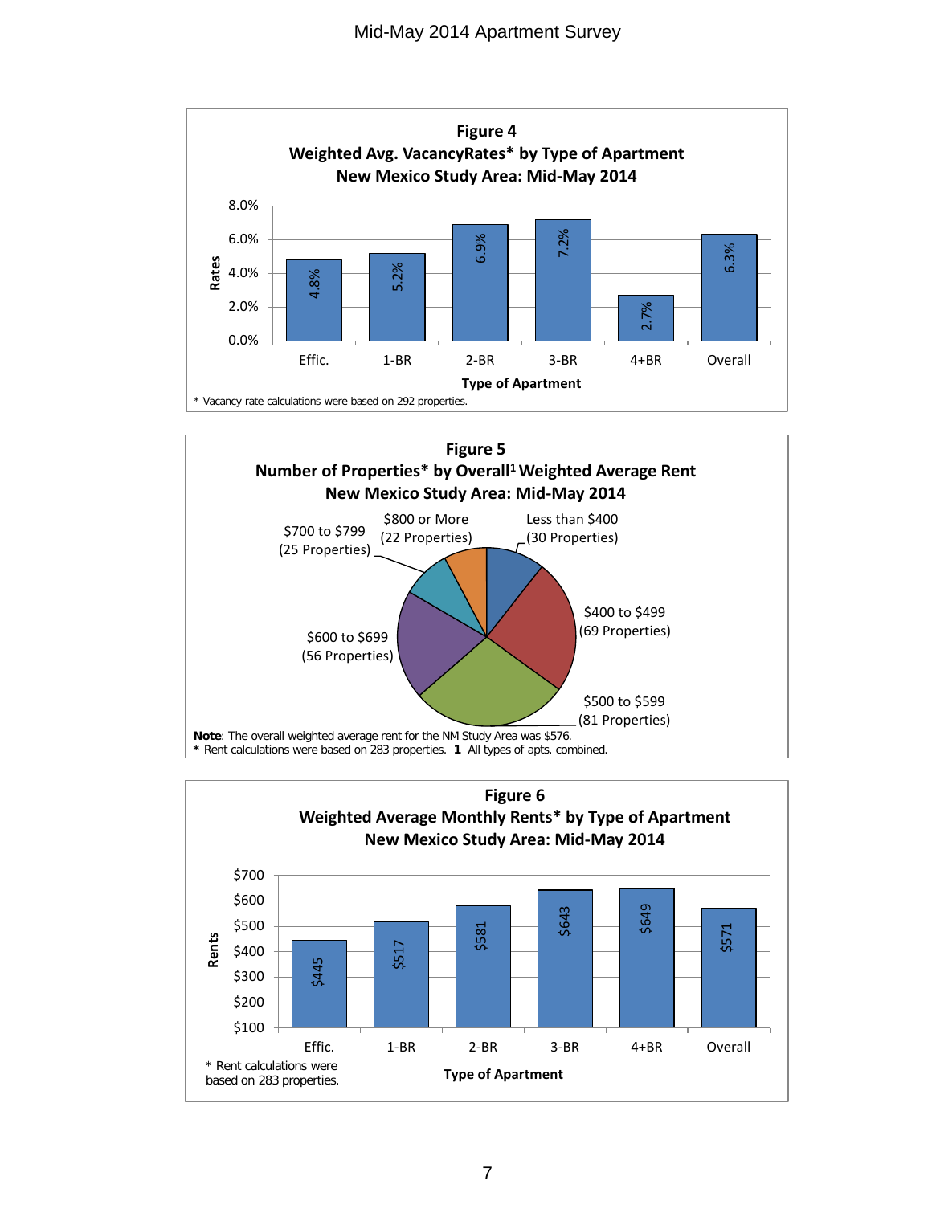**Figure 4**
**Weighted Avg. VacancyRates* by Type of Apartment**
**New Mexico Study Area: Mid-May 2014**

| Type of Apartment | Rates |
|---|---|
| Effic. | 4.8% |
| 1-BR | 5.2% |
| 2-BR | 6.9% |
| 3-BR | 7.2% |
| 4+BR | 2.7% |
| Overall | 6.3% |

\* Vacancy rate calculations were based on 292 properties.

**Figure 5**
**Number of Properties* by Overall[1] Weighted Average Rent**
**New Mexico Study Area: Mid-May 2014**

| Rent Range | Number of Properties |
|---|---|
| Less than $400 | 30 Properties |
| $400 to $499 | 69 Properties |
| $500 to $599 | 81 Properties |
| $600 to $699 | 56 Properties |
| $700 to $799 | 25 Properties |
| $800 or More | 22 Properties |

**Note**: The overall weighted average rent for the NM Study Area was $576.
**\*** Rent calculations were based on 283 properties. **1** All types of apts. combined.

**Figure 6**
**Weighted Average Monthly Rents* by Type of Apartment**
**New Mexico Study Area: Mid-May 2014**

| Type of Apartment | Rents |
|---|---|
| Effic. | $445 |
| 1-BR | $517 |
| 2-BR | $581 |
| 3-BR | $643 |
| 4+BR | $649 |
| Overall | $571 |

\* Rent calculations were based on 283 properties.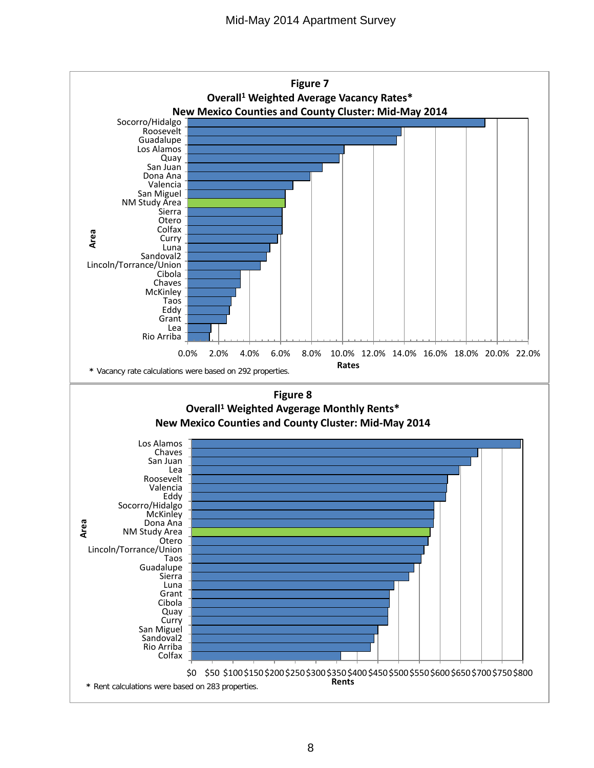**Figure 7**

**Overall[1] Weighted Average Vacancy Rates***

**New Mexico Counties and County Cluster: Mid-May 2014**

Area: Socorro/Hidalgo, Roosevelt, Guadalupe, Los Alamos, Quay, San Juan, Dona Ana, Valencia, San Miguel, NM Study Area, Sierra, Otero, Colfax, Curry, Luna, Sandoval2, Lincoln/Torrance/Union, Cibola, Chaves, McKinley, Taos, Eddy, Grant, Lea, Rio Arriba

Rates: 0.0% 2.0% 4.0% 6.0% 8.0% 10.0% 12.0% 14.0% 16.0% 18.0% 20.0% 22.0%

* Vacancy rate calculations were based on 292 properties.

**Figure 8**

**Overall[1] Weighted Avgerage Monthly Rents***

**New Mexico Counties and County Cluster: Mid-May 2014**

Area: Los Alamos, Chaves, San Juan, Lea, Roosevelt, Valencia, Eddy, Socorro/Hidalgo, McKinley, Dona Ana, NM Study Area, Otero, Lincoln/Torrance/Union, Taos, Guadalupe, Sierra, Luna, Grant, Cibola, Quay, Curry, San Miguel, Sandoval2, Rio Arriba, Colfax

Rents: $0 $50 $100 $150 $200 $250 $300 $350 $400 $450 $500 $550 $600 $650 $700 $750 $800

* Rent calculations were based on 283 properties.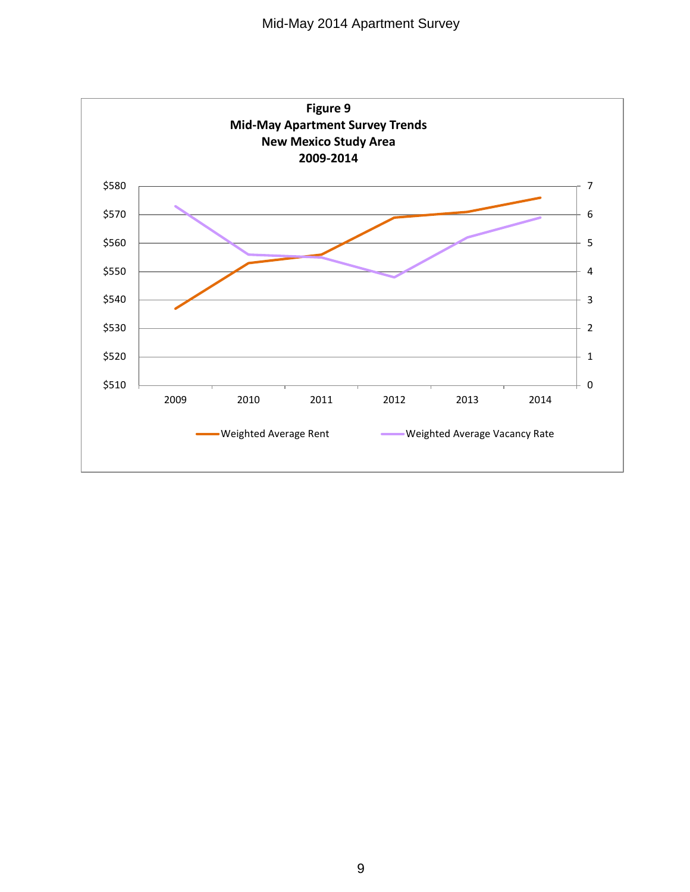**Figure 9**
**Mid-May Apartment Survey Trends**
**New Mexico Study Area**
**2009-2014**

$580
$570
$560
$550
$540
$530
$520
$510

7
6
5
4
3
2
1
0

2009 2010 2011 2012 2013 2014

Weighted Average Rent    Weighted Average Vacancy Rate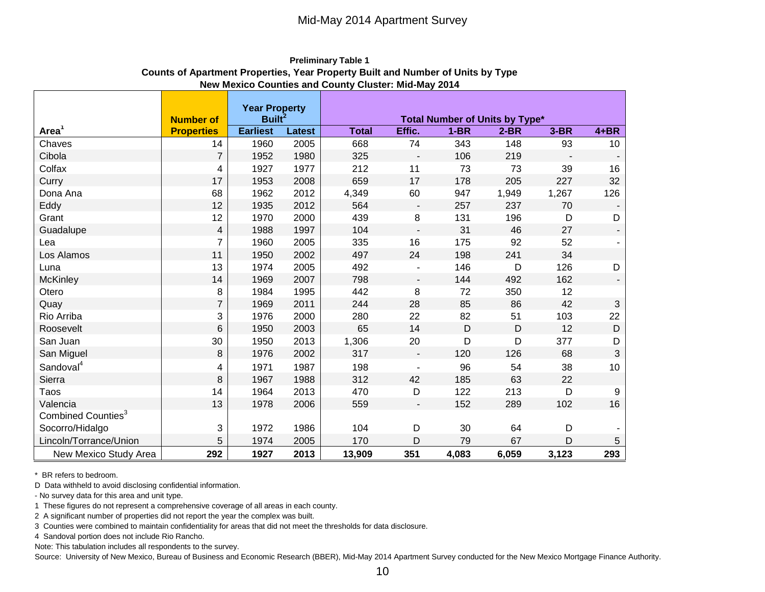Mid-May 2014 Apartment Survey

**Preliminary Table 1**
**Counts of Apartment Properties, Year Property Built and Number of Units by Type**
**New Mexico Counties and County Cluster: Mid-May 2014**

| Area[1] | Number of Properties | Year Property Built[2] | | Total Number of Units by Type* | | | | | |
|---|---|---|---|---|---|---|---|---|---|
| | | Earliest | Latest | Total | Effic. | 1-BR | 2-BR | 3-BR | 4+BR |
| Chaves | 14 | 1960 | 2005 | 668 | 74 | 343 | 148 | 93 | 10 |
| Cibola | 7 | 1952 | 1980 | 325 | - | 106 | 219 | - | - |
| Colfax | 4 | 1927 | 1977 | 212 | 11 | 73 | 73 | 39 | 16 |
| Curry | 17 | 1953 | 2008 | 659 | 17 | 178 | 205 | 227 | 32 |
| Dona Ana | 68 | 1962 | 2012 | 4,349 | 60 | 947 | 1,949 | 1,267 | 126 |
| Eddy | 12 | 1935 | 2012 | 564 | - | 257 | 237 | 70 | - |
| Grant | 12 | 1970 | 2000 | 439 | 8 | 131 | 196 | D | D |
| Guadalupe | 4 | 1988 | 1997 | 104 | - | 31 | 46 | 27 | - |
| Lea | 7 | 1960 | 2005 | 335 | 16 | 175 | 92 | 52 | - |
| Los Alamos | 11 | 1950 | 2002 | 497 | 24 | 198 | 241 | 34 | |
| Luna | 13 | 1974 | 2005 | 492 | - | 146 | D | 126 | D |
| McKinley | 14 | 1969 | 2007 | 798 | - | 144 | 492 | 162 | - |
| Otero | 8 | 1984 | 1995 | 442 | 8 | 72 | 350 | 12 | |
| Quay | 7 | 1969 | 2011 | 244 | 28 | 85 | 86 | 42 | 3 |
| Rio Arriba | 3 | 1976 | 2000 | 280 | 22 | 82 | 51 | 103 | 22 |
| Roosevelt | 6 | 1950 | 2003 | 65 | 14 | D | D | 12 | D |
| San Juan | 30 | 1950 | 2013 | 1,306 | 20 | D | D | 377 | D |
| San Miguel | 8 | 1976 | 2002 | 317 | - | 120 | 126 | 68 | 3 |
| Sandoval[4] | 4 | 1971 | 1987 | 198 | - | 96 | 54 | 38 | 10 |
| Sierra | 8 | 1967 | 1988 | 312 | 42 | 185 | 63 | 22 | |
| Taos | 14 | 1964 | 2013 | 470 | D | 122 | 213 | D | 9 |
| Valencia | 13 | 1978 | 2006 | 559 | - | 152 | 289 | 102 | 16 |
| Combined Counties[3] | | | | | | | | | |
| Socorro/Hidalgo | 3 | 1972 | 1986 | 104 | D | 30 | 64 | D | - |
| Lincoln/Torrance/Union | 5 | 1974 | 2005 | 170 | D | 79 | 67 | D | 5 |
| **New Mexico Study Area** | **292** | **1927** | **2013** | **13,909** | **351** | **4,083** | **6,059** | **3,123** | **293** |

\* BR refers to bedroom.

D Data withheld to avoid disclosing confidential information.

\- No survey data for this area and unit type.

1 These figures do not represent a comprehensive coverage of all areas in each county.

2 A significant number of properties did not report the year the complex was built.

3 Counties were combined to maintain confidentiality for areas that did not meet the thresholds for data disclosure.

4 Sandoval portion does not include Rio Rancho.

Note: This tabulation includes all respondents to the survey.

Source: University of New Mexico, Bureau of Business and Economic Research (BBER), Mid-May 2014 Apartment Survey conducted for the New Mexico Mortgage Finance Authority.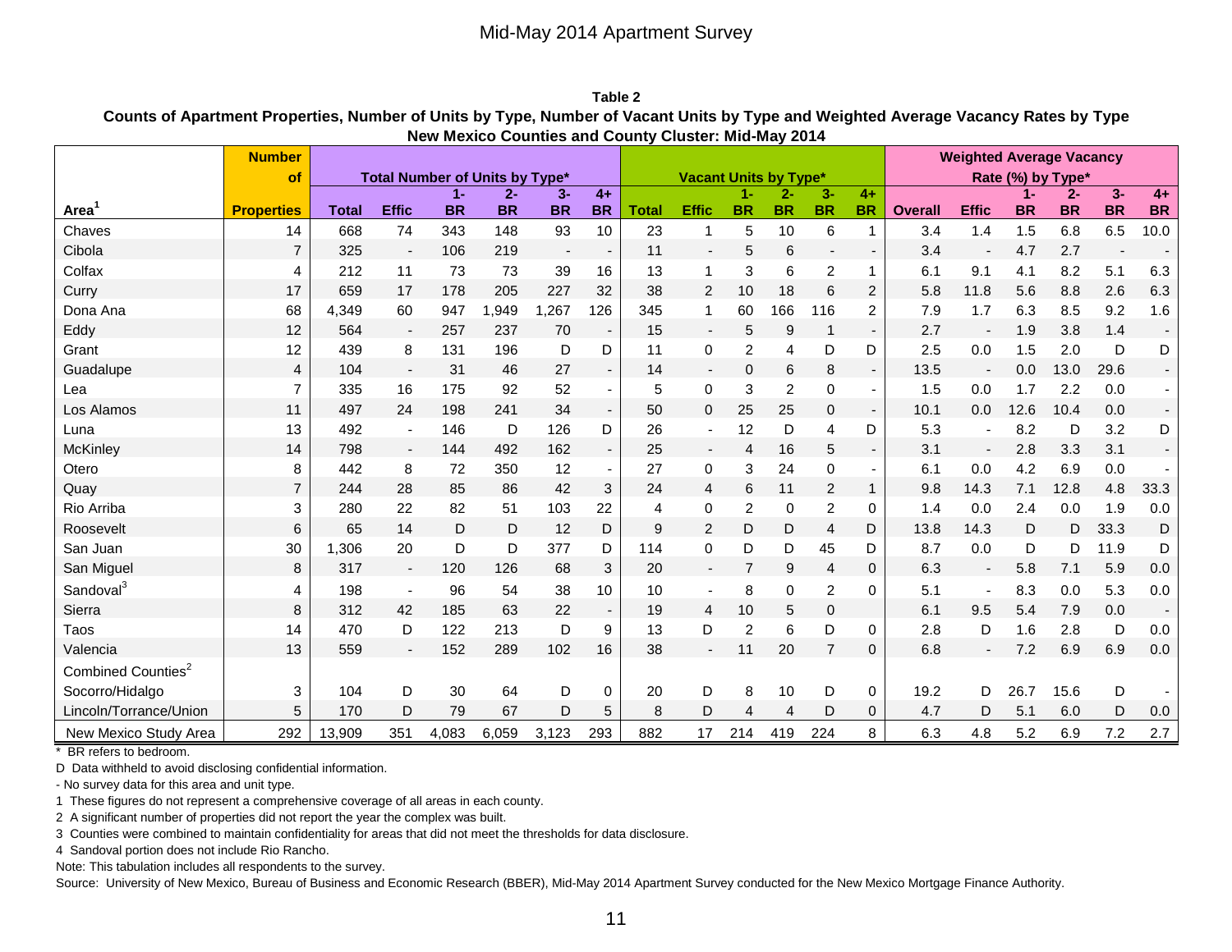Mid-May 2014 Apartment Survey

**Table 2**

**Counts of Apartment Properties, Number of Units by Type, Number of Vacant Units by Type and Weighted Average Vacancy Rates by Type**

**New Mexico Counties and County Cluster: Mid-May 2014**

| | Number of | Total Number of Units by Type* | | | | | | Vacant Units by Type* | | | | | | Weighted Average Vacancy Rate (%) by Type* | | | | | |
|---|---|---|---|---|---|---|---|---|---|---|---|---|---|---|---|---|---|---|---|
| Area[1] | Properties | Total | Effic | 1-BR | 2-BR | 3-BR | 4+BR | Total | Effic | 1-BR | 2-BR | 3-BR | 4+BR | Overall | Effic | 1-BR | 2-BR | 3-BR | 4+BR |
| Chaves | 14 | 668 | 74 | 343 | 148 | 93 | 10 | 23 | 1 | 5 | 10 | 6 | 1 | 3.4 | 1.4 | 1.5 | 6.8 | 6.5 | 10.0 |
| Cibola | 7 | 325 | - | 106 | 219 | - | - | 11 | - | 5 | 6 | - | - | 3.4 | - | 4.7 | 2.7 | - | - |
| Colfax | 4 | 212 | 11 | 73 | 73 | 39 | 16 | 13 | 1 | 3 | 6 | 2 | 1 | 6.1 | 9.1 | 4.1 | 8.2 | 5.1 | 6.3 |
| Curry | 17 | 659 | 17 | 178 | 205 | 227 | 32 | 38 | 2 | 10 | 18 | 6 | 2 | 5.8 | 11.8 | 5.6 | 8.8 | 2.6 | 6.3 |
| Dona Ana | 68 | 4,349 | 60 | 947 | 1,949 | 1,267 | 126 | 345 | 1 | 60 | 166 | 116 | 2 | 7.9 | 1.7 | 6.3 | 8.5 | 9.2 | 1.6 |
| Eddy | 12 | 564 | - | 257 | 237 | 70 | - | 15 | - | 5 | 9 | 1 | - | 2.7 | - | 1.9 | 3.8 | 1.4 | - |
| Grant | 12 | 439 | 8 | 131 | 196 | D | D | 11 | 0 | 2 | 4 | D | D | 2.5 | 0.0 | 1.5 | 2.0 | D | D |
| Guadalupe | 4 | 104 | - | 31 | 46 | 27 | - | 14 | - | 0 | 6 | 8 | - | 13.5 | - | 0.0 | 13.0 | 29.6 | - |
| Lea | 7 | 335 | 16 | 175 | 92 | 52 | - | 5 | 0 | 3 | 2 | 0 | - | 1.5 | 0.0 | 1.7 | 2.2 | 0.0 | - |
| Los Alamos | 11 | 497 | 24 | 198 | 241 | 34 | - | 50 | 0 | 25 | 25 | 0 | - | 10.1 | 0.0 | 12.6 | 10.4 | 0.0 | - |
| Luna | 13 | 492 | - | 146 | D | 126 | D | 26 | - | 12 | D | 4 | D | 5.3 | - | 8.2 | D | 3.2 | D |
| McKinley | 14 | 798 | - | 144 | 492 | 162 | - | 25 | - | 4 | 16 | 5 | - | 3.1 | - | 2.8 | 3.3 | 3.1 | - |
| Otero | 8 | 442 | 8 | 72 | 350 | 12 | - | 27 | 0 | 3 | 24 | 0 | - | 6.1 | 0.0 | 4.2 | 6.9 | 0.0 | - |
| Quay | 7 | 244 | 28 | 85 | 86 | 42 | 3 | 24 | 4 | 6 | 11 | 2 | 1 | 9.8 | 14.3 | 7.1 | 12.8 | 4.8 | 33.3 |
| Rio Arriba | 3 | 280 | 22 | 82 | 51 | 103 | 22 | 4 | 0 | 2 | 0 | 2 | 0 | 1.4 | 0.0 | 2.4 | 0.0 | 1.9 | 0.0 |
| Roosevelt | 6 | 65 | 14 | D | D | 12 | D | 9 | 2 | D | D | 4 | D | 13.8 | 14.3 | D | D | 33.3 | D |
| San Juan | 30 | 1,306 | 20 | D | D | 377 | D | 114 | 0 | D | D | 45 | D | 8.7 | 0.0 | D | D | 11.9 | D |
| San Miguel | 8 | 317 | - | 120 | 126 | 68 | 3 | 20 | - | 7 | 9 | 4 | 0 | 6.3 | - | 5.8 | 7.1 | 5.9 | 0.0 |
| Sandoval[3] | 4 | 198 | - | 96 | 54 | 38 | 10 | 10 | - | 8 | 0 | 2 | 0 | 5.1 | - | 8.3 | 0.0 | 5.3 | 0.0 |
| Sierra | 8 | 312 | 42 | 185 | 63 | 22 | - | 19 | 4 | 10 | 5 | 0 | | 6.1 | 9.5 | 5.4 | 7.9 | 0.0 | - |
| Taos | 14 | 470 | D | 122 | 213 | D | 9 | 13 | D | 2 | 6 | D | 0 | 2.8 | D | 1.6 | 2.8 | D | 0.0 |
| Valencia | 13 | 559 | - | 152 | 289 | 102 | 16 | 38 | - | 11 | 20 | 7 | 0 | 6.8 | - | 7.2 | 6.9 | 6.9 | 0.0 |
| Combined Counties[2] | | | | | | | | | | | | | | | | | | | |
| Socorro/Hidalgo | 3 | 104 | D | 30 | 64 | D | 0 | 20 | D | 8 | 10 | D | 0 | 19.2 | D | 26.7 | 15.6 | D | - |
| Lincoln/Torrance/Union | 5 | 170 | D | 79 | 67 | D | 5 | 8 | D | 4 | 4 | D | 0 | 4.7 | D | 5.1 | 6.0 | D | 0.0 |
| New Mexico Study Area | 292 | 13,909 | 351 | 4,083 | 6,059 | 3,123 | 293 | 882 | 17 | 214 | 419 | 224 | 8 | 6.3 | 4.8 | 5.2 | 6.9 | 7.2 | 2.7 |

\* BR refers to bedroom.

D Data withheld to avoid disclosing confidential information.

\- No survey data for this area and unit type.

1 These figures do not represent a comprehensive coverage of all areas in each county.

2 A significant number of properties did not report the year the complex was built.

3 Counties were combined to maintain confidentiality for areas that did not meet the thresholds for data disclosure.

4 Sandoval portion does not include Rio Rancho.

Note: This tabulation includes all respondents to the survey.

Source: University of New Mexico, Bureau of Business and Economic Research (BBER), Mid-May 2014 Apartment Survey conducted for the New Mexico Mortgage Finance Authority.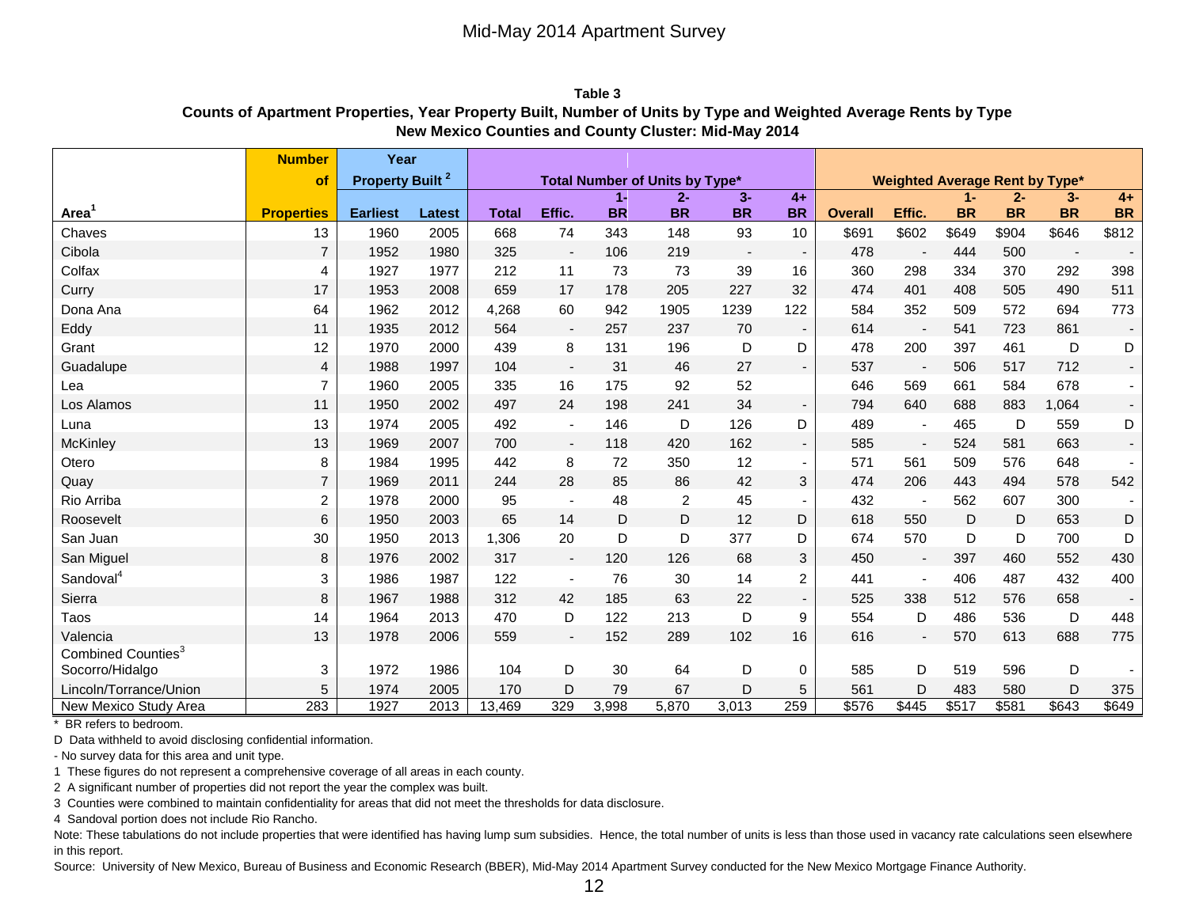# Mid-May 2014 Apartment Survey

**Table 3**

**Counts of Apartment Properties, Year Property Built, Number of Units by Type and Weighted Average Rents by Type**

**New Mexico Counties and County Cluster: Mid-May 2014**

| | Number of | Year Property Built [2] | | Total Number of Units by Type* | | | | | | Weighted Average Rent by Type* | | | | | |
|---|---|---|---|---|---|---|---|---|---|---|---|---|---|---|---|
| Area[1] | Properties | Earliest | Latest | Total | Effic. | 1-BR | 2-BR | 3-BR | 4+BR | Overall | Effic. | 1-BR | 2-BR | 3-BR | 4+BR |
| Chaves | 13 | 1960 | 2005 | 668 | 74 | 343 | 148 | 93 | 10 | $691 | $602 | $649 | $904 | $646 | $812 |
| Cibola | 7 | 1952 | 1980 | 325 | - | 106 | 219 | - | - | 478 | - | 444 | 500 | - | - |
| Colfax | 4 | 1927 | 1977 | 212 | 11 | 73 | 73 | 39 | 16 | 360 | 298 | 334 | 370 | 292 | 398 |
| Curry | 17 | 1953 | 2008 | 659 | 17 | 178 | 205 | 227 | 32 | 474 | 401 | 408 | 505 | 490 | 511 |
| Dona Ana | 64 | 1962 | 2012 | 4,268 | 60 | 942 | 1905 | 1239 | 122 | 584 | 352 | 509 | 572 | 694 | 773 |
| Eddy | 11 | 1935 | 2012 | 564 | - | 257 | 237 | 70 | - | 614 | - | 541 | 723 | 861 | - |
| Grant | 12 | 1970 | 2000 | 439 | 8 | 131 | 196 | D | D | 478 | 200 | 397 | 461 | D | D |
| Guadalupe | 4 | 1988 | 1997 | 104 | - | 31 | 46 | 27 | - | 537 | - | 506 | 517 | 712 | - |
| Lea | 7 | 1960 | 2005 | 335 | 16 | 175 | 92 | 52 | | 646 | 569 | 661 | 584 | 678 | - |
| Los Alamos | 11 | 1950 | 2002 | 497 | 24 | 198 | 241 | 34 | - | 794 | 640 | 688 | 883 | 1,064 | - |
| Luna | 13 | 1974 | 2005 | 492 | - | 146 | D | 126 | D | 489 | - | 465 | D | 559 | D |
| McKinley | 13 | 1969 | 2007 | 700 | - | 118 | 420 | 162 | - | 585 | - | 524 | 581 | 663 | - |
| Otero | 8 | 1984 | 1995 | 442 | 8 | 72 | 350 | 12 | - | 571 | 561 | 509 | 576 | 648 | - |
| Quay | 7 | 1969 | 2011 | 244 | 28 | 85 | 86 | 42 | 3 | 474 | 206 | 443 | 494 | 578 | 542 |
| Rio Arriba | 2 | 1978 | 2000 | 95 | - | 48 | 2 | 45 | - | 432 | - | 562 | 607 | 300 | - |
| Roosevelt | 6 | 1950 | 2003 | 65 | 14 | D | D | 12 | D | 618 | 550 | D | D | 653 | D |
| San Juan | 30 | 1950 | 2013 | 1,306 | 20 | D | D | 377 | D | 674 | 570 | D | D | 700 | D |
| San Miguel | 8 | 1976 | 2002 | 317 | - | 120 | 126 | 68 | 3 | 450 | - | 397 | 460 | 552 | 430 |
| Sandoval[4] | 3 | 1986 | 1987 | 122 | - | 76 | 30 | 14 | 2 | 441 | - | 406 | 487 | 432 | 400 |
| Sierra | 8 | 1967 | 1988 | 312 | 42 | 185 | 63 | 22 | - | 525 | 338 | 512 | 576 | 658 | - |
| Taos | 14 | 1964 | 2013 | 470 | D | 122 | 213 | D | 9 | 554 | D | 486 | 536 | D | 448 |
| Valencia | 13 | 1978 | 2006 | 559 | - | 152 | 289 | 102 | 16 | 616 | - | 570 | 613 | 688 | 775 |
| Combined Counties[3] | | | | | | | | | | | | | | | |
| Socorro/Hidalgo | 3 | 1972 | 1986 | 104 | D | 30 | 64 | D | 0 | 585 | D | 519 | 596 | D | - |
| Lincoln/Torrance/Union | 5 | 1974 | 2005 | 170 | D | 79 | 67 | D | 5 | 561 | D | 483 | 580 | D | 375 |
| New Mexico Study Area | 283 | 1927 | 2013 | 13,469 | 329 | 3,998 | 5,870 | 3,013 | 259 | $576 | $445 | $517 | $581 | $643 | $649 |

\* BR refers to bedroom.

D Data withheld to avoid disclosing confidential information.

- No survey data for this area and unit type.

1 These figures do not represent a comprehensive coverage of all areas in each county.

2 A significant number of properties did not report the year the complex was built.

3 Counties were combined to maintain confidentiality for areas that did not meet the thresholds for data disclosure.

4 Sandoval portion does not include Rio Rancho.

Note: These tabulations do not include properties that were identified has having lump sum subsidies. Hence, the total number of units is less than those used in vacancy rate calculations seen elsewhere in this report.

Source: University of New Mexico, Bureau of Business and Economic Research (BBER), Mid-May 2014 Apartment Survey conducted for the New Mexico Mortgage Finance Authority.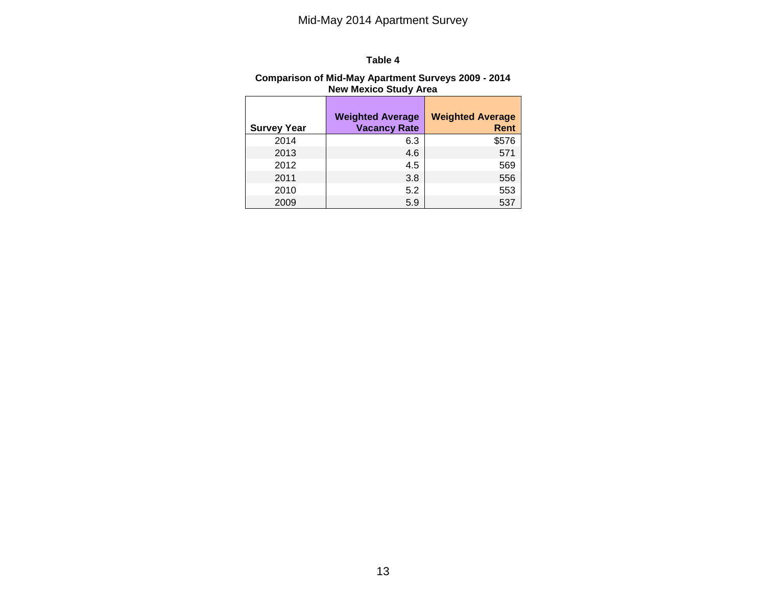**Table 4**

**Comparison of Mid-May Apartment Surveys 2009 - 2014**
**New Mexico Study Area**

| Survey Year | Weighted Average Vacancy Rate | Weighted Average Rent |
|---|---|---|
| 2014 | 6.3 | $576 |
| 2013 | 4.6 | 571 |
| 2012 | 4.5 | 569 |
| 2011 | 3.8 | 556 |
| 2010 | 5.2 | 553 |
| 2009 | 5.9 | 537 |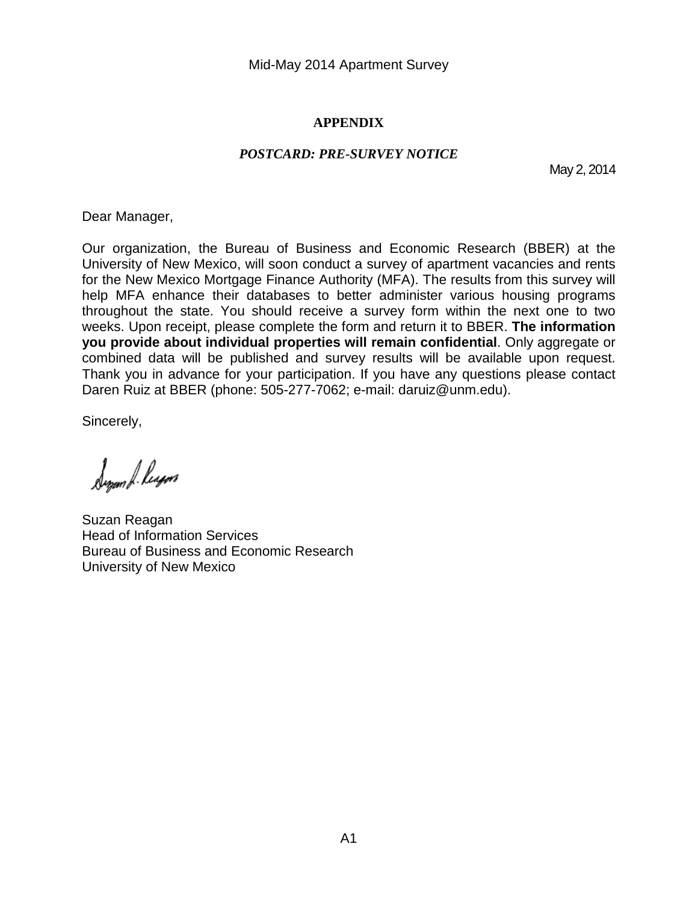## APPENDIX

### *POSTCARD: PRE-SURVEY NOTICE*

May 2, 2014

Dear Manager,

Our organization, the Bureau of Business and Economic Research (BBER) at the University of New Mexico, will soon conduct a survey of apartment vacancies and rents for the New Mexico Mortgage Finance Authority (MFA). The results from this survey will help MFA enhance their databases to better administer various housing programs throughout the state. You should receive a survey form within the next one to two weeks. Upon receipt, please complete the form and return it to BBER. **The information you provide about individual properties will remain confidential**. Only aggregate or combined data will be published and survey results will be available upon request. Thank you in advance for your participation. If you have any questions please contact Daren Ruiz at BBER (phone: 505-277-7062; e-mail: daruiz@unm.edu).

Sincerely,

Suzan Reagan
Head of Information Services
Bureau of Business and Economic Research
University of New Mexico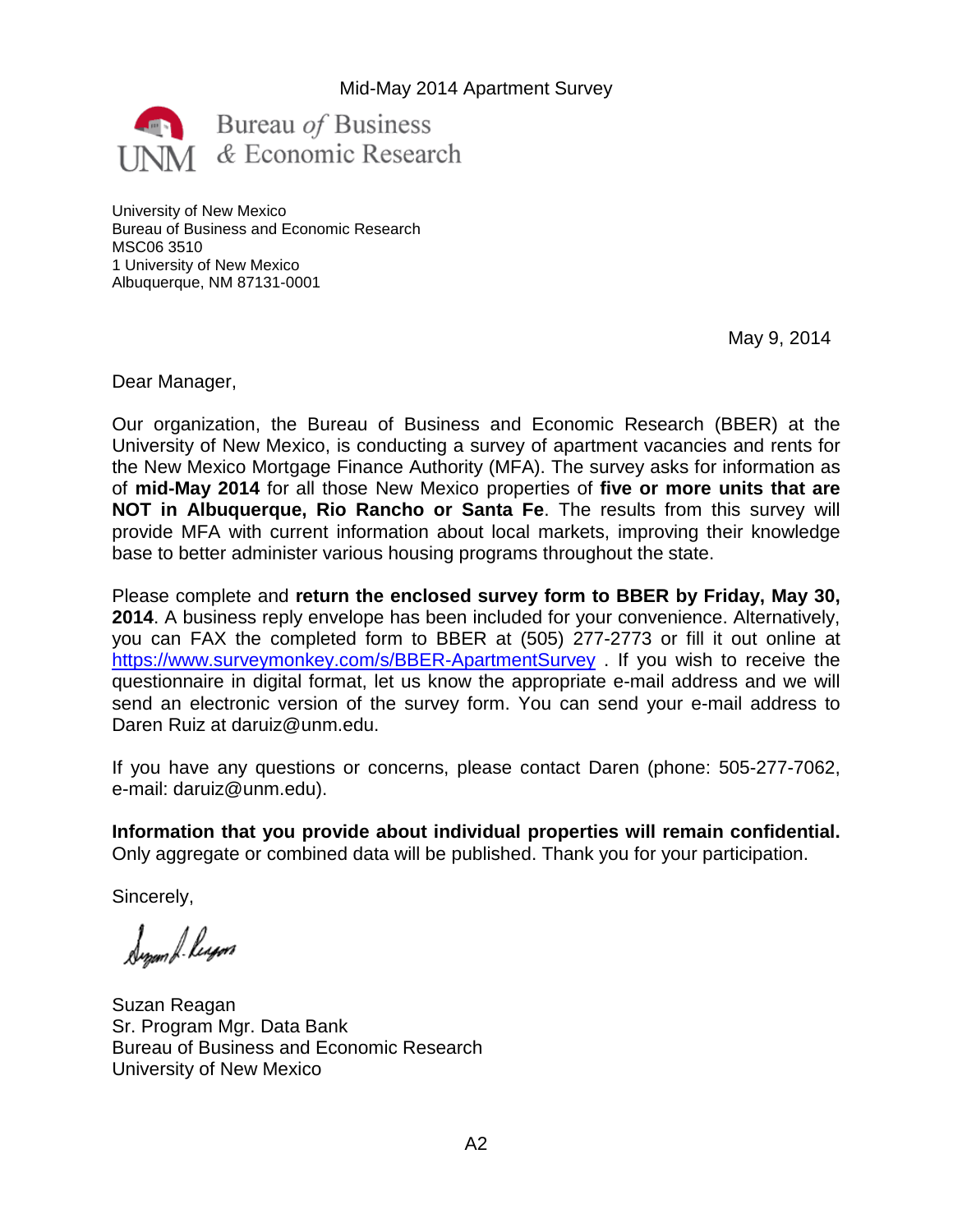Mid-May 2014 Apartment Survey

Bureau *of* Business
& Economic Research

University of New Mexico
Bureau of Business and Economic Research
MSC06 3510
1 University of New Mexico
Albuquerque, NM 87131-0001

May 9, 2014

Dear Manager,

Our organization, the Bureau of Business and Economic Research (BBER) at the University of New Mexico, is conducting a survey of apartment vacancies and rents for the New Mexico Mortgage Finance Authority (MFA). The survey asks for information as of **mid-May 2014** for all those New Mexico properties of **five or more units that are NOT in Albuquerque, Rio Rancho or Santa Fe**. The results from this survey will provide MFA with current information about local markets, improving their knowledge base to better administer various housing programs throughout the state.

Please complete and **return the enclosed survey form to BBER by Friday, May 30, 2014**. A business reply envelope has been included for your convenience. Alternatively, you can FAX the completed form to BBER at (505) 277-2773 or fill it out online at https://www.surveymonkey.com/s/BBER-ApartmentSurvey . If you wish to receive the questionnaire in digital format, let us know the appropriate e-mail address and we will send an electronic version of the survey form. You can send your e-mail address to Daren Ruiz at daruiz@unm.edu.

If you have any questions or concerns, please contact Daren (phone: 505-277-7062, e-mail: daruiz@unm.edu).

**Information that you provide about individual properties will remain confidential.** Only aggregate or combined data will be published. Thank you for your participation.

Sincerely,

Suzan Reagan
Sr. Program Mgr. Data Bank
Bureau of Business and Economic Research
University of New Mexico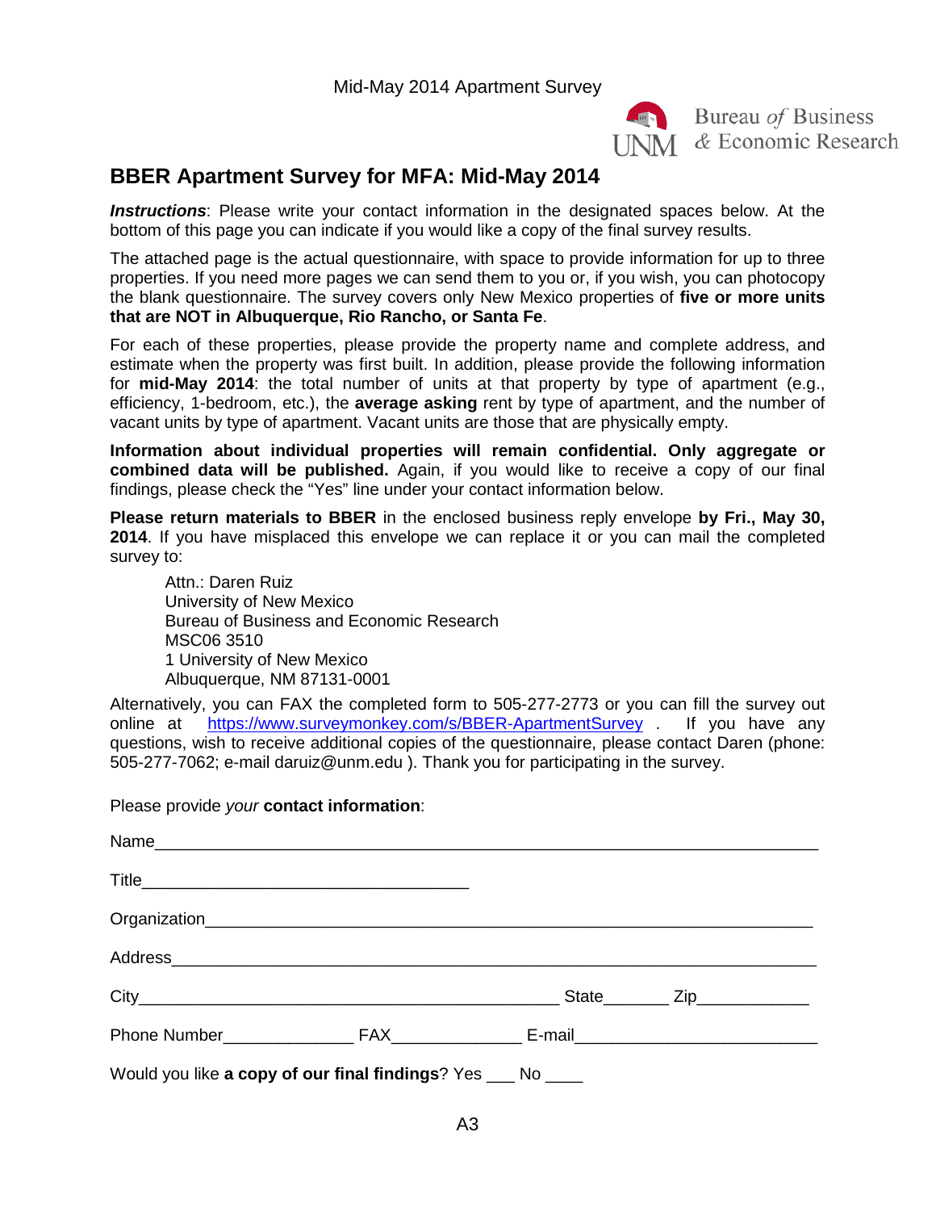Mid-May 2014 Apartment Survey

Bureau *of* Business & Economic Research

## BBER Apartment Survey for MFA: Mid-May 2014

***Instructions***: Please write your contact information in the designated spaces below. At the bottom of this page you can indicate if you would like a copy of the final survey results.

The attached page is the actual questionnaire, with space to provide information for up to three properties. If you need more pages we can send them to you or, if you wish, you can photocopy the blank questionnaire. The survey covers only New Mexico properties of **five or more units that are NOT in Albuquerque, Rio Rancho, or Santa Fe**.

For each of these properties, please provide the property name and complete address, and estimate when the property was first built. In addition, please provide the following information for **mid-May 2014**: the total number of units at that property by type of apartment (e.g., efficiency, 1-bedroom, etc.), the **average asking** rent by type of apartment, and the number of vacant units by type of apartment. Vacant units are those that are physically empty.

**Information about individual properties will remain confidential. Only aggregate or combined data will be published.** Again, if you would like to receive a copy of our final findings, please check the "Yes" line under your contact information below.

**Please return materials to BBER** in the enclosed business reply envelope **by Fri., May 30, 2014**. If you have misplaced this envelope we can replace it or you can mail the completed survey to:

Attn.: Daren Ruiz
University of New Mexico
Bureau of Business and Economic Research
MSC06 3510
1 University of New Mexico
Albuquerque, NM 87131-0001

Alternatively, you can FAX the completed form to 505-277-2773 or you can fill the survey out online at https://www.surveymonkey.com/s/BBER-ApartmentSurvey . If you have any questions, wish to receive additional copies of the questionnaire, please contact Daren (phone: 505-277-7062; e-mail daruiz@unm.edu ). Thank you for participating in the survey.

Please provide *your* **contact information**:

Name_______________________________________________

Title_______________________________

Organization_________________________________________

Address____________________________________________

City_______________________________ State_______ Zip____________

Phone Number______________ FAX______________ E-mail__________________________

Would you like **a copy of our final findings**? Yes ___ No ____

A3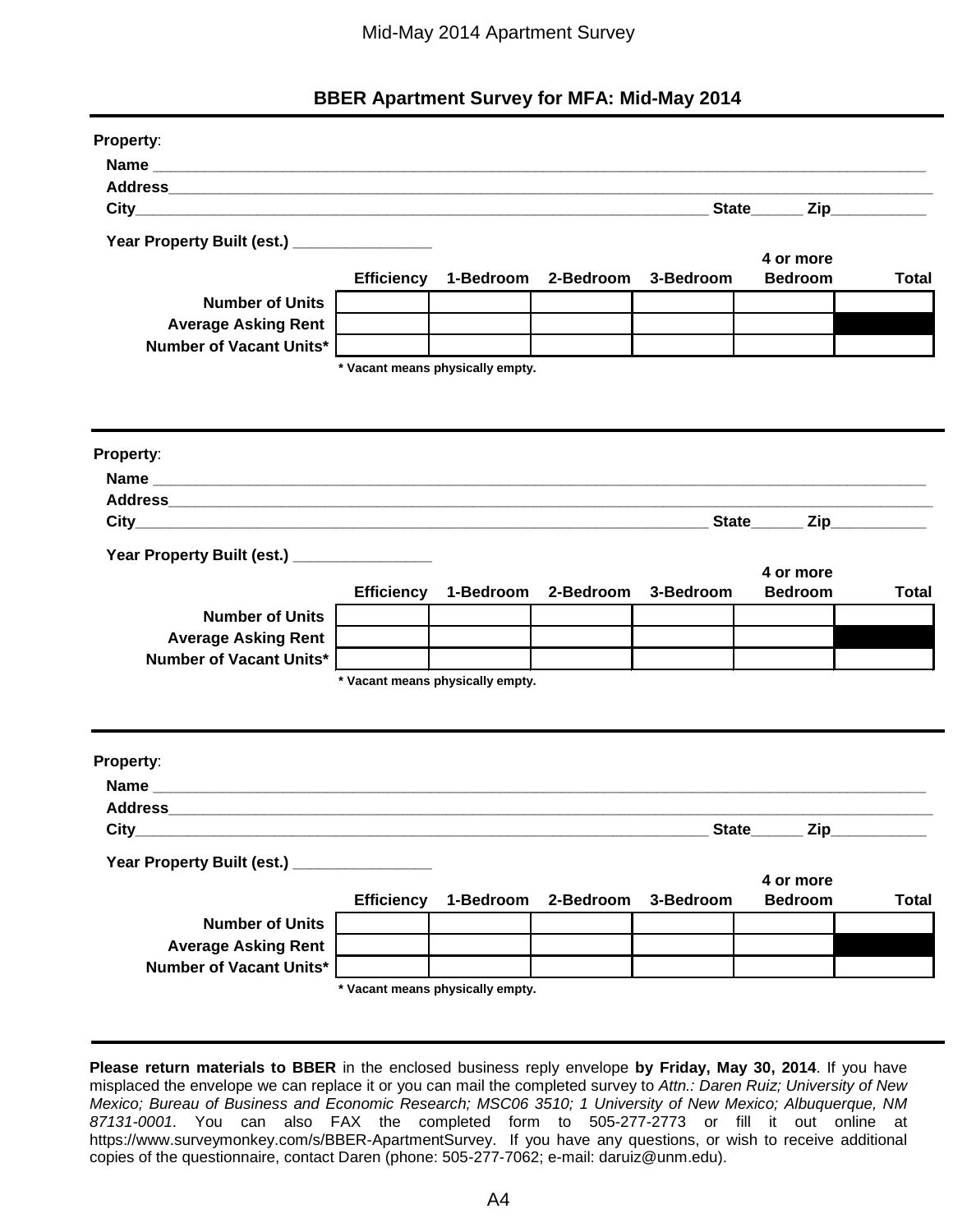## BBER Apartment Survey for MFA: Mid-May 2014

**Property**:

**Name** ____________________________________________

**Address**____________________________________________

**City**______________________________ **State**______ **Zip**___________

**Year Property Built (est.)** ________________

| | Efficiency | 1-Bedroom | 2-Bedroom | 3-Bedroom | 4 or more Bedroom | Total |
|---|---|---|---|---|---|---|
| **Number of Units** | | | | | | |
| **Average Asking Rent** | | | | | | |
| **Number of Vacant Units*** | | | | | | |

*** Vacant means physically empty.**

**Property**:

**Name** ____________________________________________

**Address**____________________________________________

**City**______________________________ **State**______ **Zip**___________

**Year Property Built (est.)** ________________

| | Efficiency | 1-Bedroom | 2-Bedroom | 3-Bedroom | 4 or more Bedroom | Total |
|---|---|---|---|---|---|---|
| **Number of Units** | | | | | | |
| **Average Asking Rent** | | | | | | |
| **Number of Vacant Units*** | | | | | | |

*** Vacant means physically empty.**

**Property**:

**Name** ____________________________________________

**Address**____________________________________________

**City**______________________________ **State**______ **Zip**___________

**Year Property Built (est.)** ________________

| | Efficiency | 1-Bedroom | 2-Bedroom | 3-Bedroom | 4 or more Bedroom | Total |
|---|---|---|---|---|---|---|
| **Number of Units** | | | | | | |
| **Average Asking Rent** | | | | | | |
| **Number of Vacant Units*** | | | | | | |

*** Vacant means physically empty.**

**Please return materials to BBER** in the enclosed business reply envelope **by Friday, May 30, 2014**. If you have misplaced the envelope we can replace it or you can mail the completed survey to *Attn.: Daren Ruiz; University of New Mexico; Bureau of Business and Economic Research; MSC06 3510; 1 University of New Mexico; Albuquerque, NM 87131-0001*. You can also FAX the completed form to 505-277-2773 or fill it out online at https://www.surveymonkey.com/s/BBER-ApartmentSurvey. If you have any questions, or wish to receive additional copies of the questionnaire, contact Daren (phone: 505-277-7062; e-mail: daruiz@unm.edu).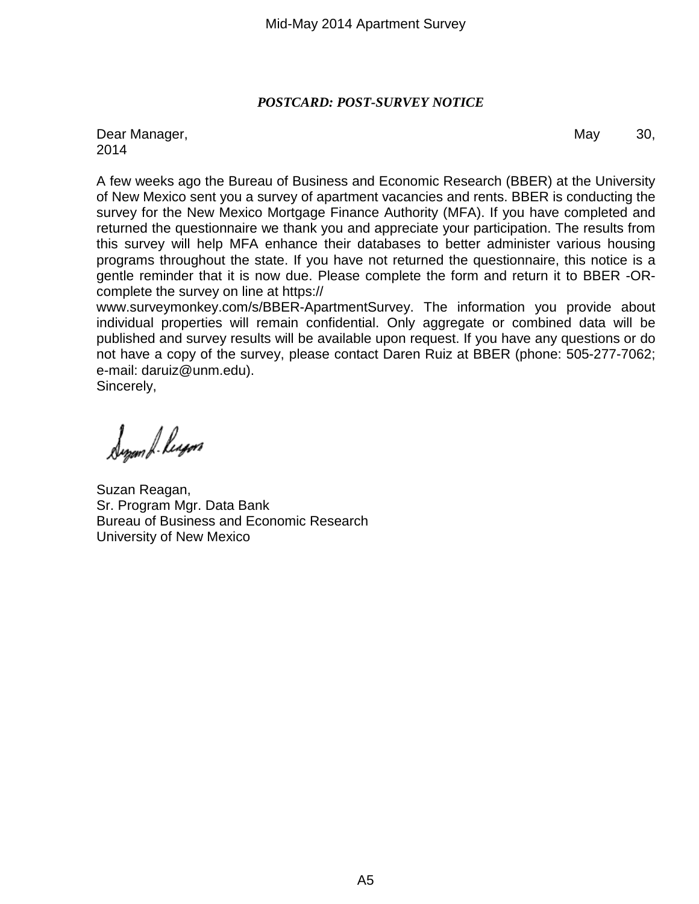***POSTCARD: POST-SURVEY NOTICE***

Dear Manager, May 30, 2014

A few weeks ago the Bureau of Business and Economic Research (BBER) at the University of New Mexico sent you a survey of apartment vacancies and rents. BBER is conducting the survey for the New Mexico Mortgage Finance Authority (MFA). If you have completed and returned the questionnaire we thank you and appreciate your participation. The results from this survey will help MFA enhance their databases to better administer various housing programs throughout the state. If you have not returned the questionnaire, this notice is a gentle reminder that it is now due. Please complete the form and return it to BBER -OR- complete the survey on line at https:// www.surveymonkey.com/s/BBER-ApartmentSurvey. The information you provide about individual properties will remain confidential. Only aggregate or combined data will be published and survey results will be available upon request. If you have any questions or do not have a copy of the survey, please contact Daren Ruiz at BBER (phone: 505-277-7062; e-mail: daruiz@unm.edu).

Sincerely,

Suzan Reagan,
Sr. Program Mgr. Data Bank
Bureau of Business and Economic Research
University of New Mexico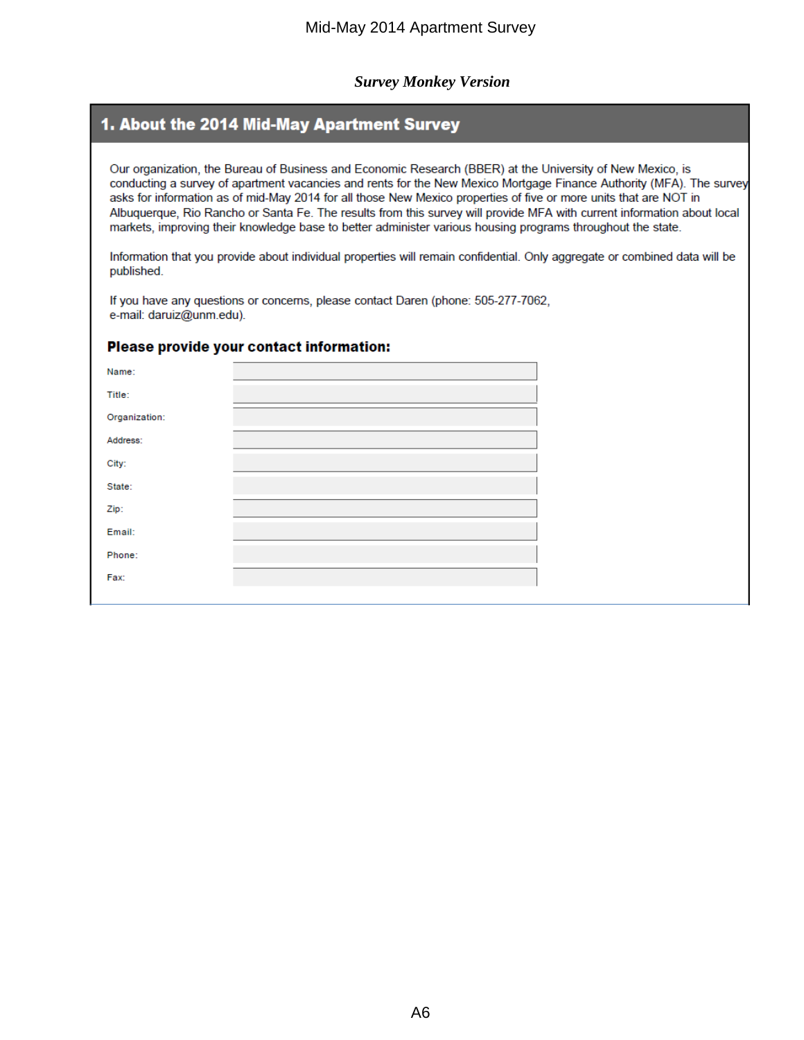# Mid-May 2014 Apartment Survey

***Survey Monkey Version***

## 1. About the 2014 Mid-May Apartment Survey

Our organization, the Bureau of Business and Economic Research (BBER) at the University of New Mexico, is conducting a survey of apartment vacancies and rents for the New Mexico Mortgage Finance Authority (MFA). The survey asks for information as of mid-May 2014 for all those New Mexico properties of five or more units that are NOT in Albuquerque, Rio Rancho or Santa Fe. The results from this survey will provide MFA with current information about local markets, improving their knowledge base to better administer various housing programs throughout the state.

Information that you provide about individual properties will remain confidential. Only aggregate or combined data will be published.

If you have any questions or concerns, please contact Daren (phone: 505-277-7062, e-mail: daruiz@unm.edu).

### Please provide your contact information:

| | |
|---|---|
| Name: | |
| Title: | |
| Organization: | |
| Address: | |
| City: | |
| State: | |
| Zip: | |
| Email: | |
| Phone: | |
| Fax: | |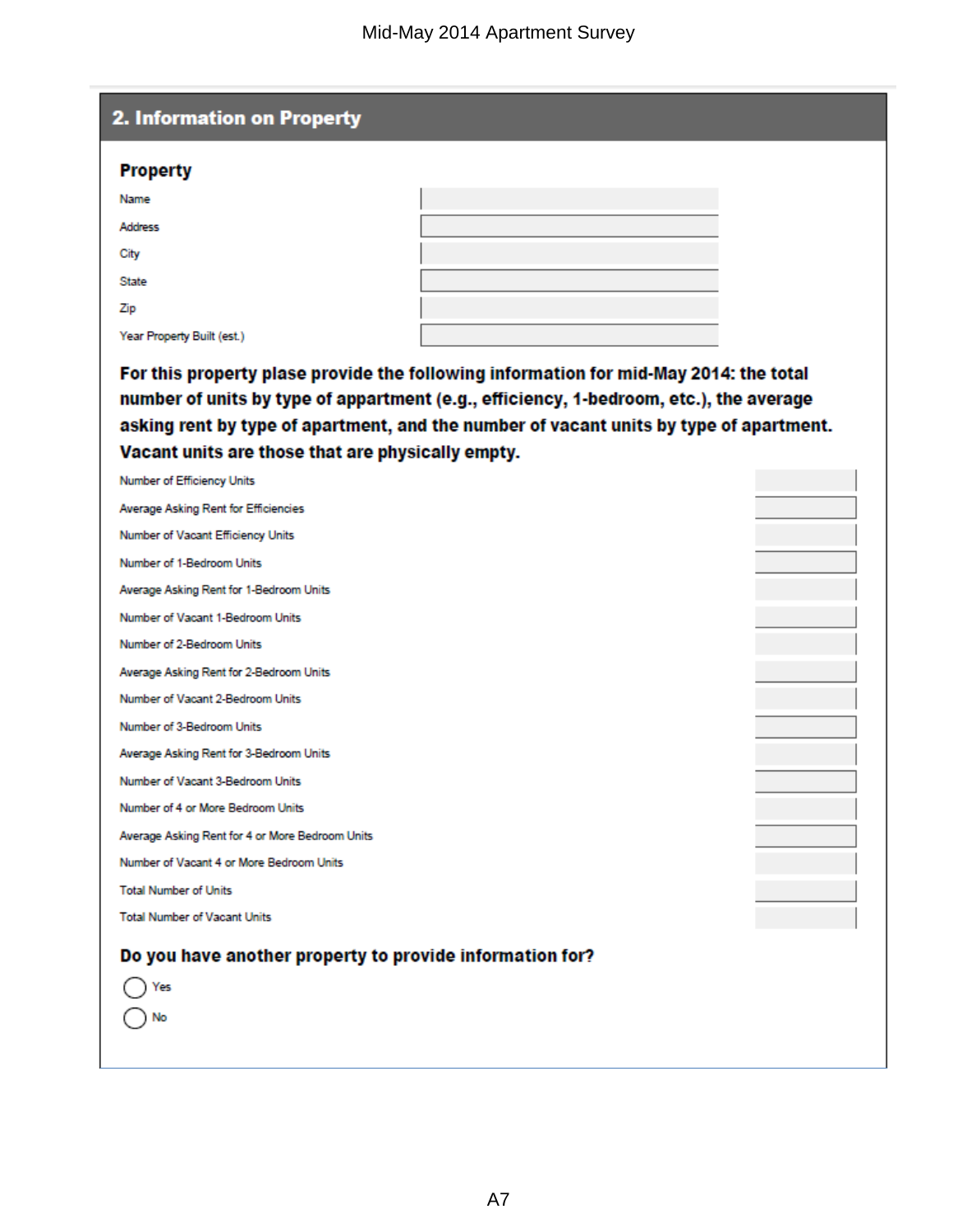Mid-May 2014 Apartment Survey

## 2. Information on Property

### Property

Name

Address

City

State

Zip

Year Property Built (est.)

**For this property plase provide the following information for mid-May 2014: the total number of units by type of appartment (e.g., efficiency, 1-bedroom, etc.), the average asking rent by type of apartment, and the number of vacant units by type of apartment. Vacant units are those that are physically empty.**

Number of Efficiency Units

Average Asking Rent for Efficiencies

Number of Vacant Efficiency Units

Number of 1-Bedroom Units

Average Asking Rent for 1-Bedroom Units

Number of Vacant 1-Bedroom Units

Number of 2-Bedroom Units

Average Asking Rent for 2-Bedroom Units

Number of Vacant 2-Bedroom Units

Number of 3-Bedroom Units

Average Asking Rent for 3-Bedroom Units

Number of Vacant 3-Bedroom Units

Number of 4 or More Bedroom Units

Average Asking Rent for 4 or More Bedroom Units

Number of Vacant 4 or More Bedroom Units

Total Number of Units

Total Number of Vacant Units

### Do you have another property to provide information for?

- ◯ Yes
- ◯ No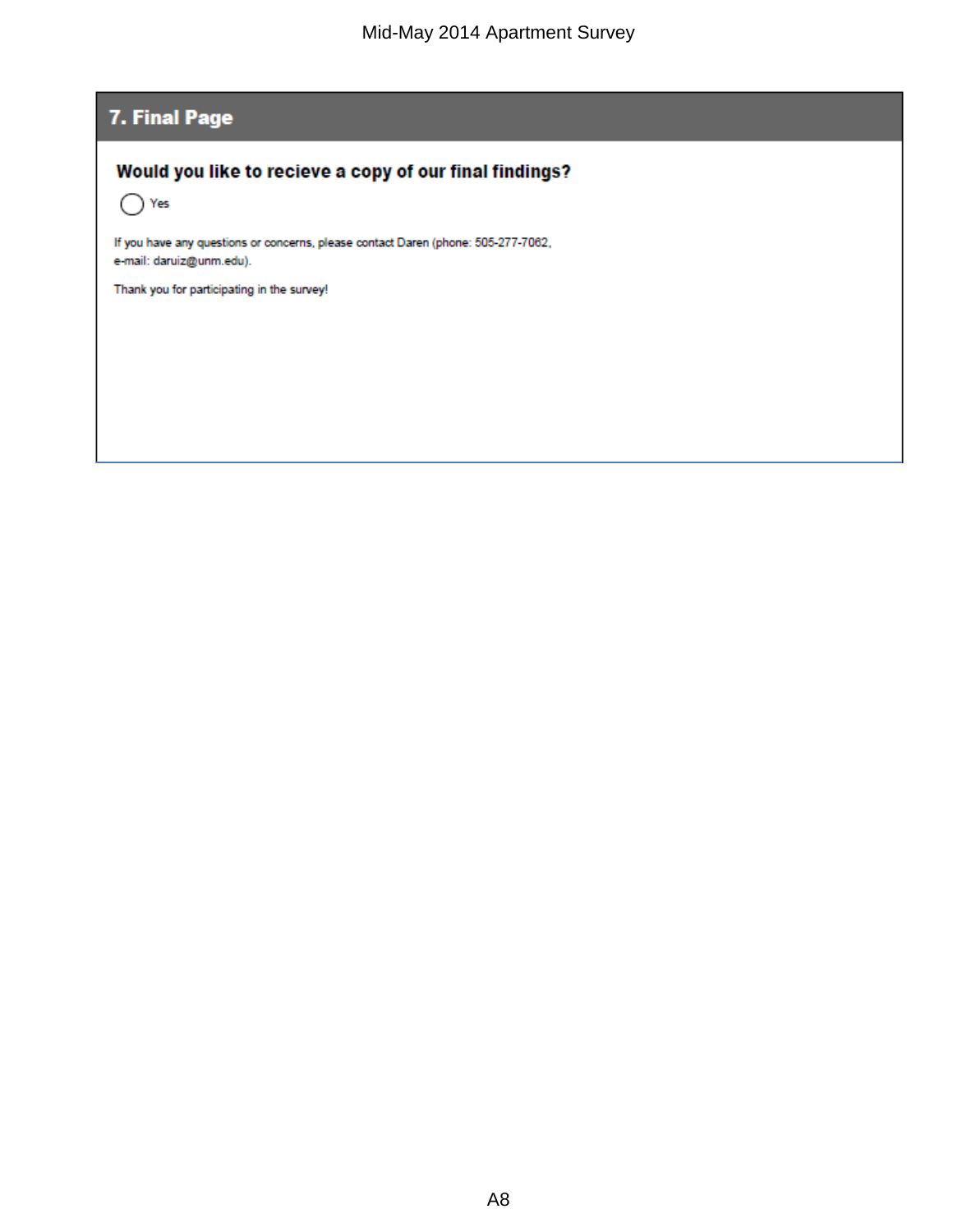## 7. Final Page

**Would you like to recieve a copy of our final findings?**

◯ Yes

If you have any questions or concerns, please contact Daren (phone: 505-277-7062,
e-mail: daruiz@unm.edu).

Thank you for participating in the survey!